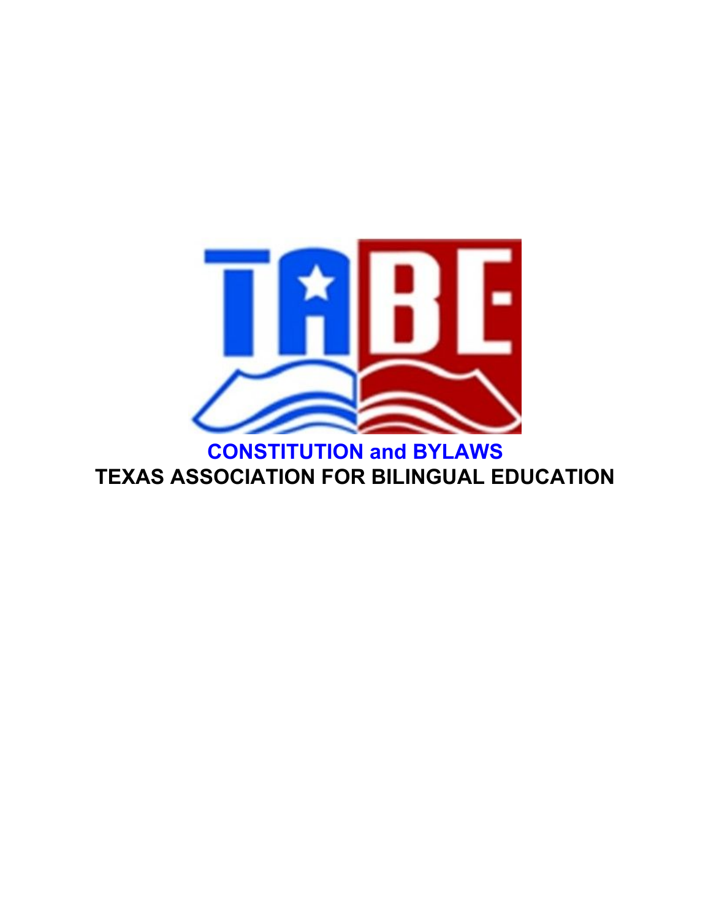# CONSTITUTION and BYLAWS

# TEXAS ASSOCIATION FOR BILINGUAL EDUCATION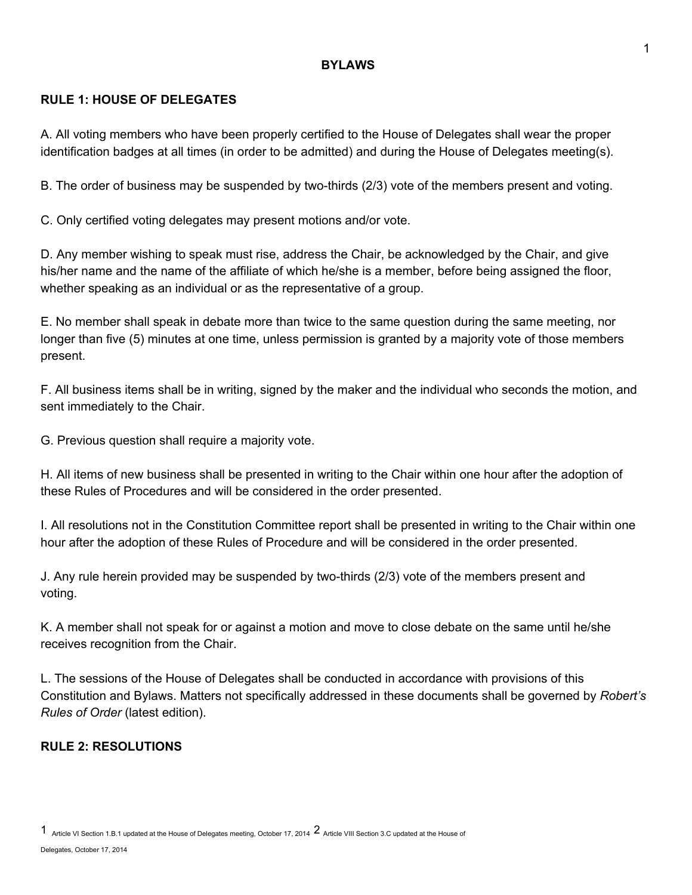# BYLAWS

## RULE 1: HOUSE OF DELEGATES

A. All voting members who have been properly certified to the House of Delegates shall wear the proper identification badges at all times (in order to be admitted) and during the House of Delegates meeting(s).

B. The order of business may be suspended by two-thirds (2/3) vote of the members present and voting.

C. Only certified voting delegates may present motions and/or vote.

D. Any member wishing to speak must rise, address the Chair, be acknowledged by the Chair, and give his/her name and the name of the affiliate of which he/she is a member, before being assigned the floor, whether speaking as an individual or as the representative of a group.

E. No member shall speak in debate more than twice to the same question during the same meeting, nor longer than five (5) minutes at one time, unless permission is granted by a majority vote of those members present.

F. All business items shall be in writing, signed by the maker and the individual who seconds the motion, and sent immediately to the Chair.

G. Previous question shall require a majority vote.

H. All items of new business shall be presented in writing to the Chair within one hour after the adoption of these Rules of Procedures and will be considered in the order presented.

I. All resolutions not in the Constitution Committee report shall be presented in writing to the Chair within one hour after the adoption of these Rules of Procedure and will be considered in the order presented.

J. Any rule herein provided may be suspended by two-thirds (2/3) vote of the members present and voting.

K. A member shall not speak for or against a motion and move to close debate on the same until he/she receives recognition from the Chair.

L. The sessions of the House of Delegates shall be conducted in accordance with provisions of this Constitution and Bylaws. Matters not specifically addressed in these documents shall be governed by *Robert's Rules of Order* (latest edition).

## RULE 2: RESOLUTIONS

[1] Article VI Section 1.B.1 updated at the House of Delegates meeting, October 17, 2014 [2] Article VIII Section 3.C updated at the House of Delegates, October 17, 2014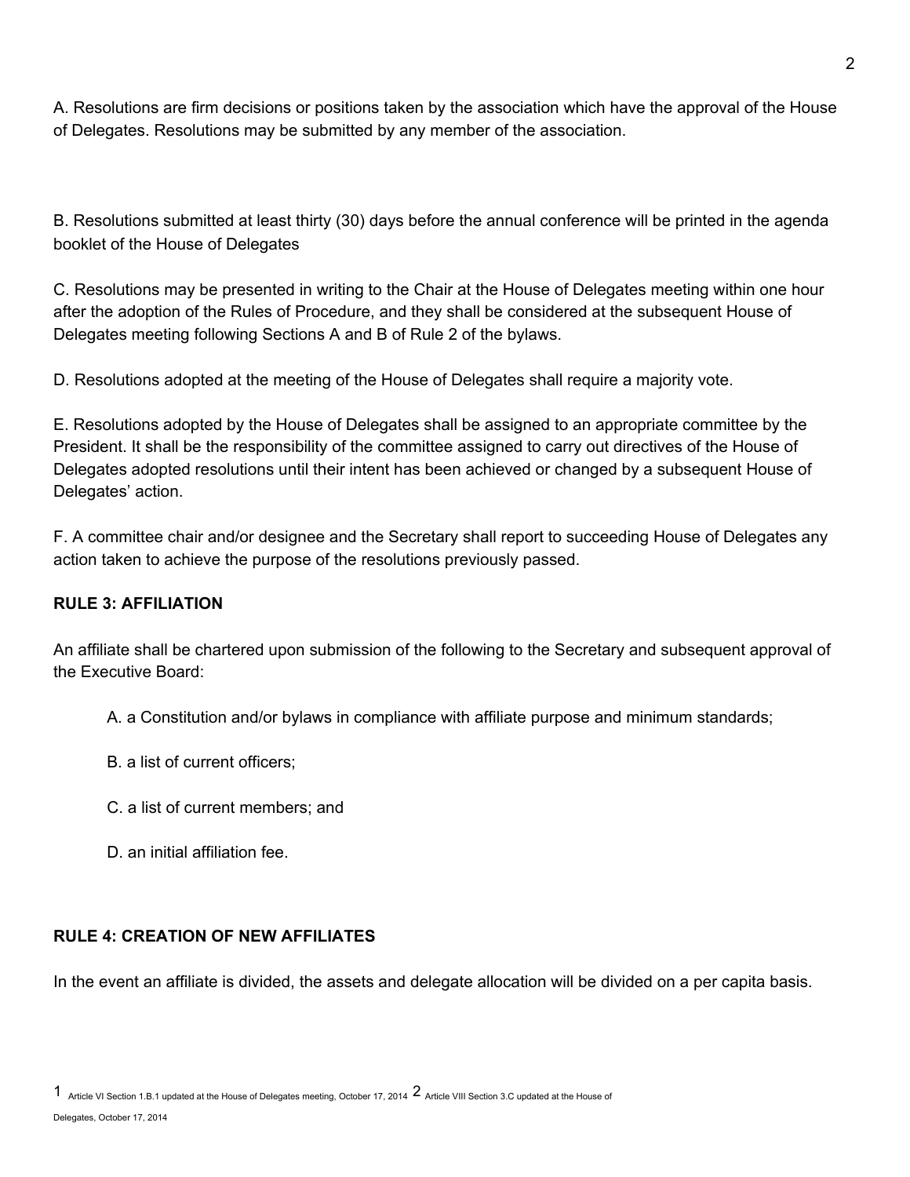A. Resolutions are firm decisions or positions taken by the association which have the approval of the House of Delegates. Resolutions may be submitted by any member of the association.

B. Resolutions submitted at least thirty (30) days before the annual conference will be printed in the agenda booklet of the House of Delegates

C. Resolutions may be presented in writing to the Chair at the House of Delegates meeting within one hour after the adoption of the Rules of Procedure, and they shall be considered at the subsequent House of Delegates meeting following Sections A and B of Rule 2 of the bylaws.

D. Resolutions adopted at the meeting of the House of Delegates shall require a majority vote.

E. Resolutions adopted by the House of Delegates shall be assigned to an appropriate committee by the President. It shall be the responsibility of the committee assigned to carry out directives of the House of Delegates adopted resolutions until their intent has been achieved or changed by a subsequent House of Delegates' action.

F. A committee chair and/or designee and the Secretary shall report to succeeding House of Delegates any action taken to achieve the purpose of the resolutions previously passed.

**RULE 3: AFFILIATION**

An affiliate shall be chartered upon submission of the following to the Secretary and subsequent approval of the Executive Board:

A. a Constitution and/or bylaws in compliance with affiliate purpose and minimum standards;

B. a list of current officers;

C. a list of current members; and

D. an initial affiliation fee.

**RULE 4: CREATION OF NEW AFFILIATES**

In the event an affiliate is divided, the assets and delegate allocation will be divided on a per capita basis.

[1] Article VI Section 1.B.1 updated at the House of Delegates meeting, October 17, 2014 [2] Article VIII Section 3.C updated at the House of Delegates, October 17, 2014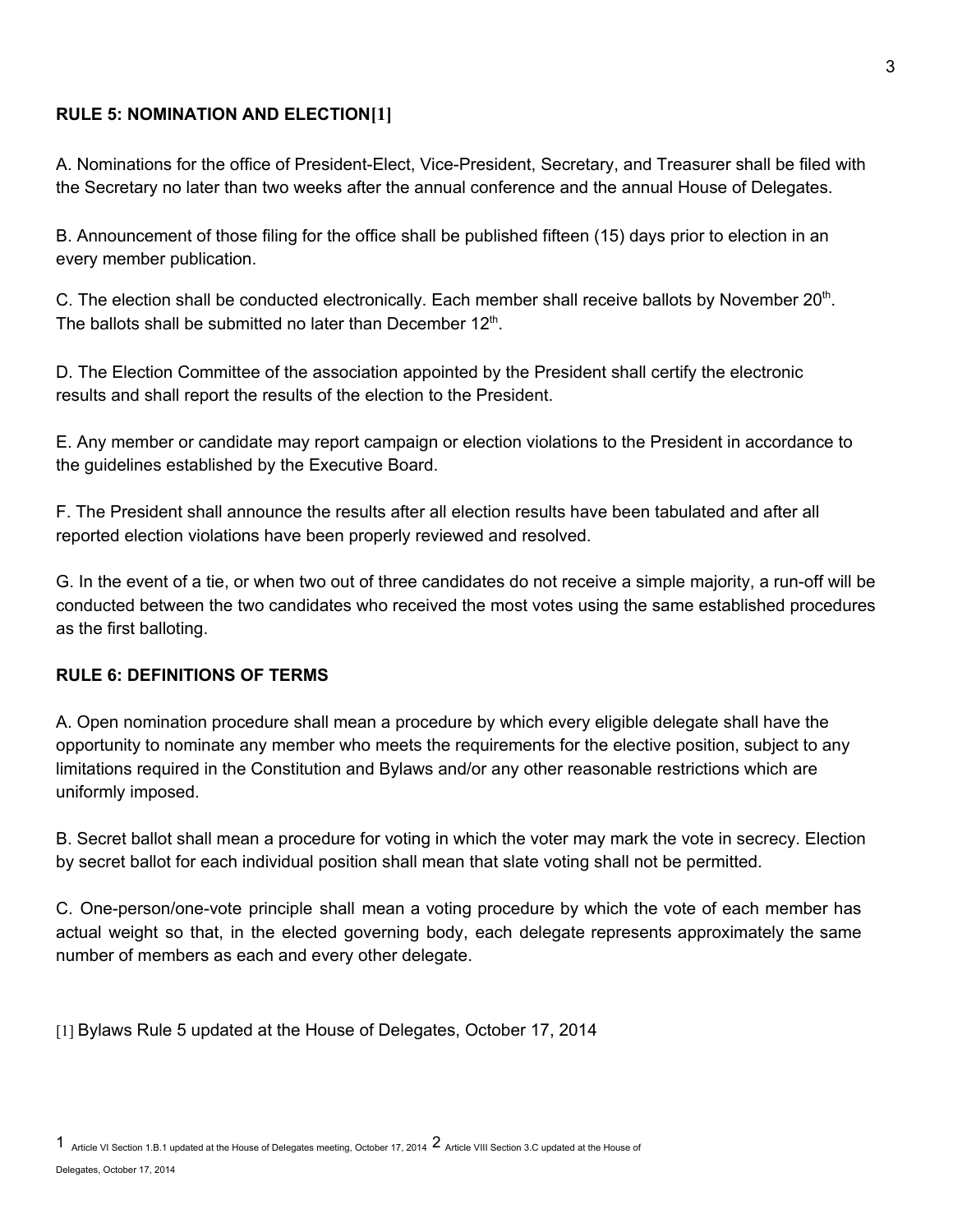## RULE 5: NOMINATION AND ELECTION[1]

A. Nominations for the office of President-Elect, Vice-President, Secretary, and Treasurer shall be filed with the Secretary no later than two weeks after the annual conference and the annual House of Delegates.

B. Announcement of those filing for the office shall be published fifteen (15) days prior to election in an every member publication.

C. The election shall be conducted electronically. Each member shall receive ballots by November 20th. The ballots shall be submitted no later than December 12th.

D. The Election Committee of the association appointed by the President shall certify the electronic results and shall report the results of the election to the President.

E. Any member or candidate may report campaign or election violations to the President in accordance to the guidelines established by the Executive Board.

F. The President shall announce the results after all election results have been tabulated and after all reported election violations have been properly reviewed and resolved.

G. In the event of a tie, or when two out of three candidates do not receive a simple majority, a run-off will be conducted between the two candidates who received the most votes using the same established procedures as the first balloting.

## RULE 6: DEFINITIONS OF TERMS

A. Open nomination procedure shall mean a procedure by which every eligible delegate shall have the opportunity to nominate any member who meets the requirements for the elective position, subject to any limitations required in the Constitution and Bylaws and/or any other reasonable restrictions which are uniformly imposed.

B. Secret ballot shall mean a procedure for voting in which the voter may mark the vote in secrecy. Election by secret ballot for each individual position shall mean that slate voting shall not be permitted.

C. One-person/one-vote principle shall mean a voting procedure by which the vote of each member has actual weight so that, in the elected governing body, each delegate represents approximately the same number of members as each and every other delegate.

[1] Bylaws Rule 5 updated at the House of Delegates, October 17, 2014

1 Article VI Section 1.B.1 updated at the House of Delegates meeting, October 17, 2014 2 Article VIII Section 3.C updated at the House of Delegates, October 17, 2014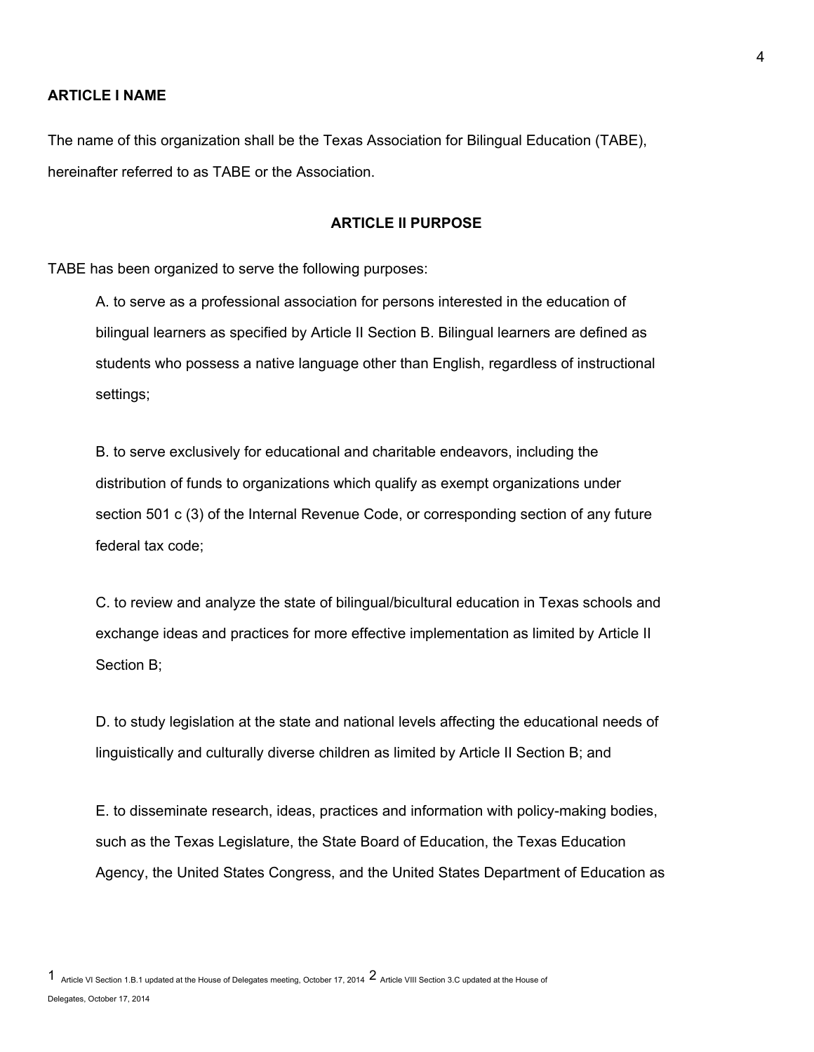## ARTICLE I NAME

The name of this organization shall be the Texas Association for Bilingual Education (TABE), hereinafter referred to as TABE or the Association.

## ARTICLE II PURPOSE

TABE has been organized to serve the following purposes:

A. to serve as a professional association for persons interested in the education of bilingual learners as specified by Article II Section B. Bilingual learners are defined as students who possess a native language other than English, regardless of instructional settings;

B. to serve exclusively for educational and charitable endeavors, including the distribution of funds to organizations which qualify as exempt organizations under section 501 c (3) of the Internal Revenue Code, or corresponding section of any future federal tax code;

C. to review and analyze the state of bilingual/bicultural education in Texas schools and exchange ideas and practices for more effective implementation as limited by Article II Section B;

D. to study legislation at the state and national levels affecting the educational needs of linguistically and culturally diverse children as limited by Article II Section B; and

E. to disseminate research, ideas, practices and information with policy-making bodies, such as the Texas Legislature, the State Board of Education, the Texas Education Agency, the United States Congress, and the United States Department of Education as

[1] Article VI Section 1.B.1 updated at the House of Delegates meeting, October 17, 2014 [2] Article VIII Section 3.C updated at the House of Delegates, October 17, 2014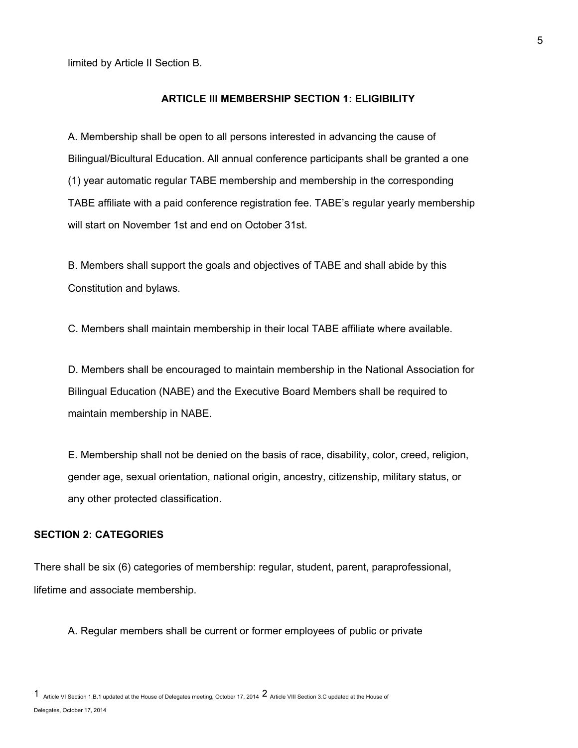limited by Article II Section B.

## ARTICLE III MEMBERSHIP SECTION 1: ELIGIBILITY

A. Membership shall be open to all persons interested in advancing the cause of Bilingual/Bicultural Education. All annual conference participants shall be granted a one (1) year automatic regular TABE membership and membership in the corresponding TABE affiliate with a paid conference registration fee. TABE's regular yearly membership will start on November 1st and end on October 31st.

B. Members shall support the goals and objectives of TABE and shall abide by this Constitution and bylaws.

C. Members shall maintain membership in their local TABE affiliate where available.

D. Members shall be encouraged to maintain membership in the National Association for Bilingual Education (NABE) and the Executive Board Members shall be required to maintain membership in NABE.

E. Membership shall not be denied on the basis of race, disability, color, creed, religion, gender age, sexual orientation, national origin, ancestry, citizenship, military status, or any other protected classification.

### SECTION 2: CATEGORIES

There shall be six (6) categories of membership: regular, student, parent, paraprofessional, lifetime and associate membership.

A. Regular members shall be current or former employees of public or private

[1] Article VI Section 1.B.1 updated at the House of Delegates meeting, October 17, 2014 [2] Article VIII Section 3.C updated at the House of Delegates, October 17, 2014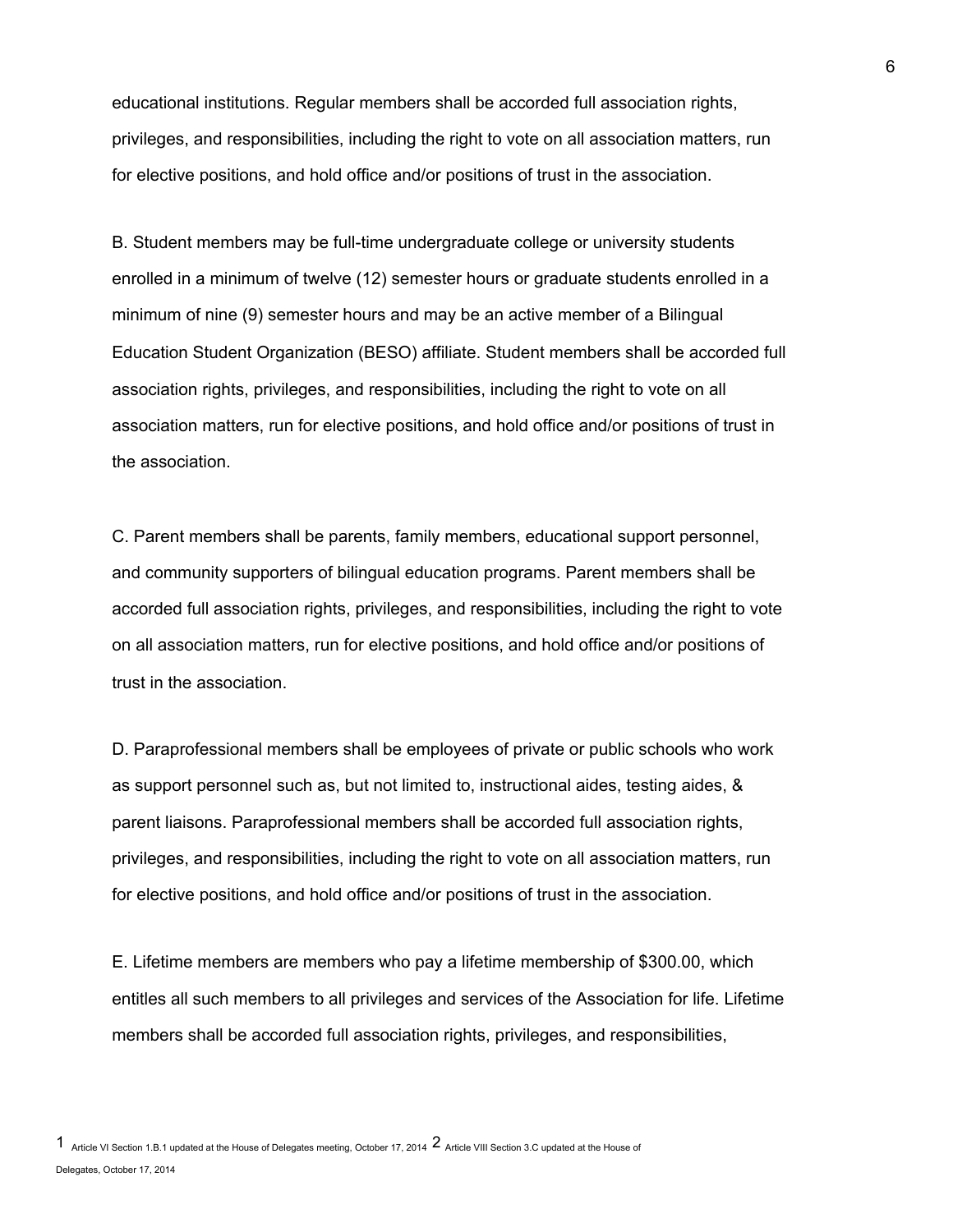educational institutions. Regular members shall be accorded full association rights, privileges, and responsibilities, including the right to vote on all association matters, run for elective positions, and hold office and/or positions of trust in the association.

B. Student members may be full-time undergraduate college or university students enrolled in a minimum of twelve (12) semester hours or graduate students enrolled in a minimum of nine (9) semester hours and may be an active member of a Bilingual Education Student Organization (BESO) affiliate. Student members shall be accorded full association rights, privileges, and responsibilities, including the right to vote on all association matters, run for elective positions, and hold office and/or positions of trust in the association.

C. Parent members shall be parents, family members, educational support personnel, and community supporters of bilingual education programs. Parent members shall be accorded full association rights, privileges, and responsibilities, including the right to vote on all association matters, run for elective positions, and hold office and/or positions of trust in the association.

D. Paraprofessional members shall be employees of private or public schools who work as support personnel such as, but not limited to, instructional aides, testing aides, & parent liaisons. Paraprofessional members shall be accorded full association rights, privileges, and responsibilities, including the right to vote on all association matters, run for elective positions, and hold office and/or positions of trust in the association.

E. Lifetime members are members who pay a lifetime membership of $300.00, which entitles all such members to all privileges and services of the Association for life. Lifetime members shall be accorded full association rights, privileges, and responsibilities,

[1] Article VI Section 1.B.1 updated at the House of Delegates meeting, October 17, 2014 [2] Article VIII Section 3.C updated at the House of Delegates, October 17, 2014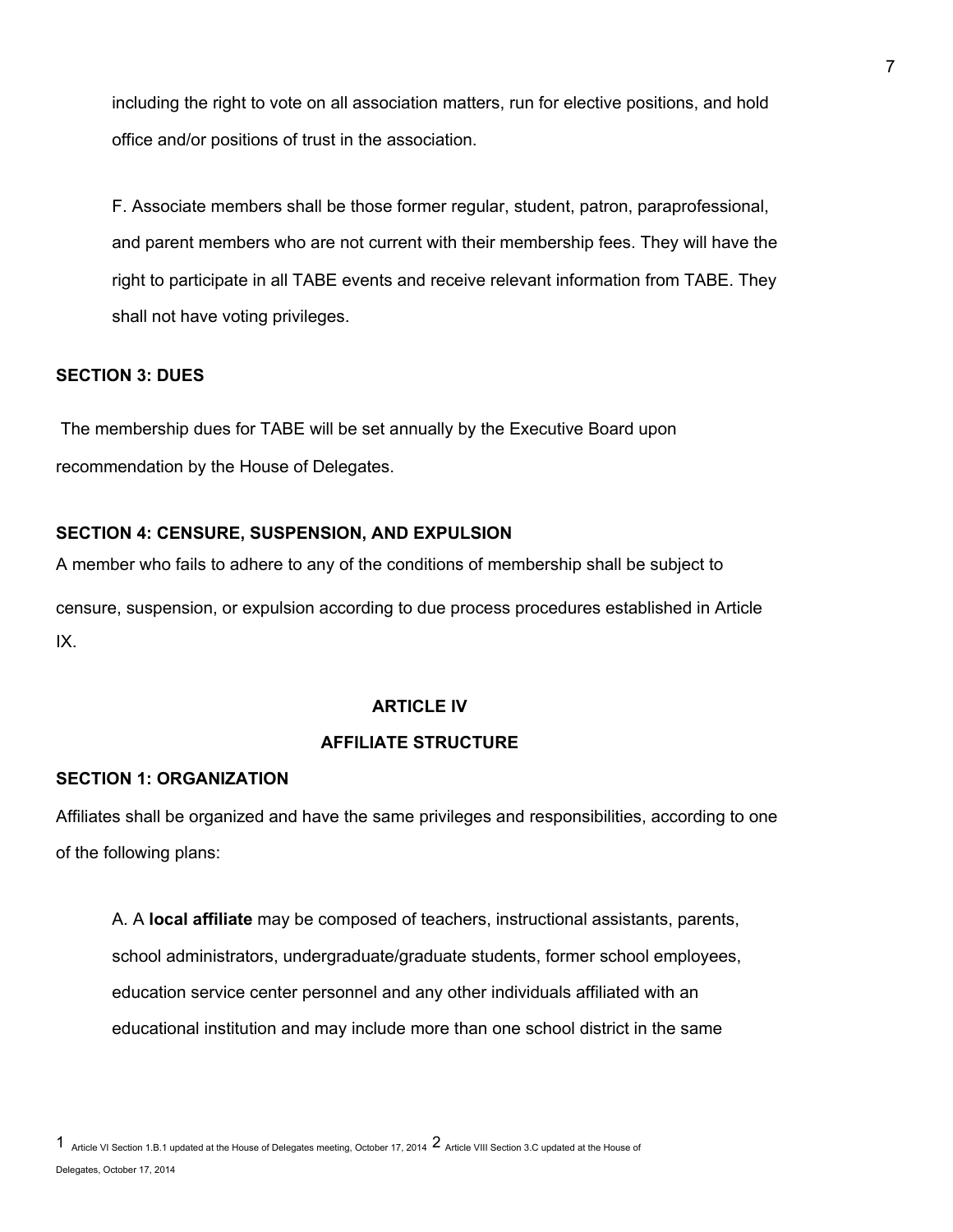including the right to vote on all association matters, run for elective positions, and hold office and/or positions of trust in the association.

F. Associate members shall be those former regular, student, patron, paraprofessional, and parent members who are not current with their membership fees. They will have the right to participate in all TABE events and receive relevant information from TABE. They shall not have voting privileges.

**SECTION 3: DUES**

The membership dues for TABE will be set annually by the Executive Board upon recommendation by the House of Delegates.

**SECTION 4: CENSURE, SUSPENSION, AND EXPULSION**

A member who fails to adhere to any of the conditions of membership shall be subject to censure, suspension, or expulsion according to due process procedures established in Article IX.

## ARTICLE IV

## AFFILIATE STRUCTURE

**SECTION 1: ORGANIZATION**

Affiliates shall be organized and have the same privileges and responsibilities, according to one of the following plans:

A. A **local affiliate** may be composed of teachers, instructional assistants, parents, school administrators, undergraduate/graduate students, former school employees, education service center personnel and any other individuals affiliated with an educational institution and may include more than one school district in the same

[1] Article VI Section 1.B.1 updated at the House of Delegates meeting, October 17, 2014 [2] Article VIII Section 3.C updated at the House of Delegates, October 17, 2014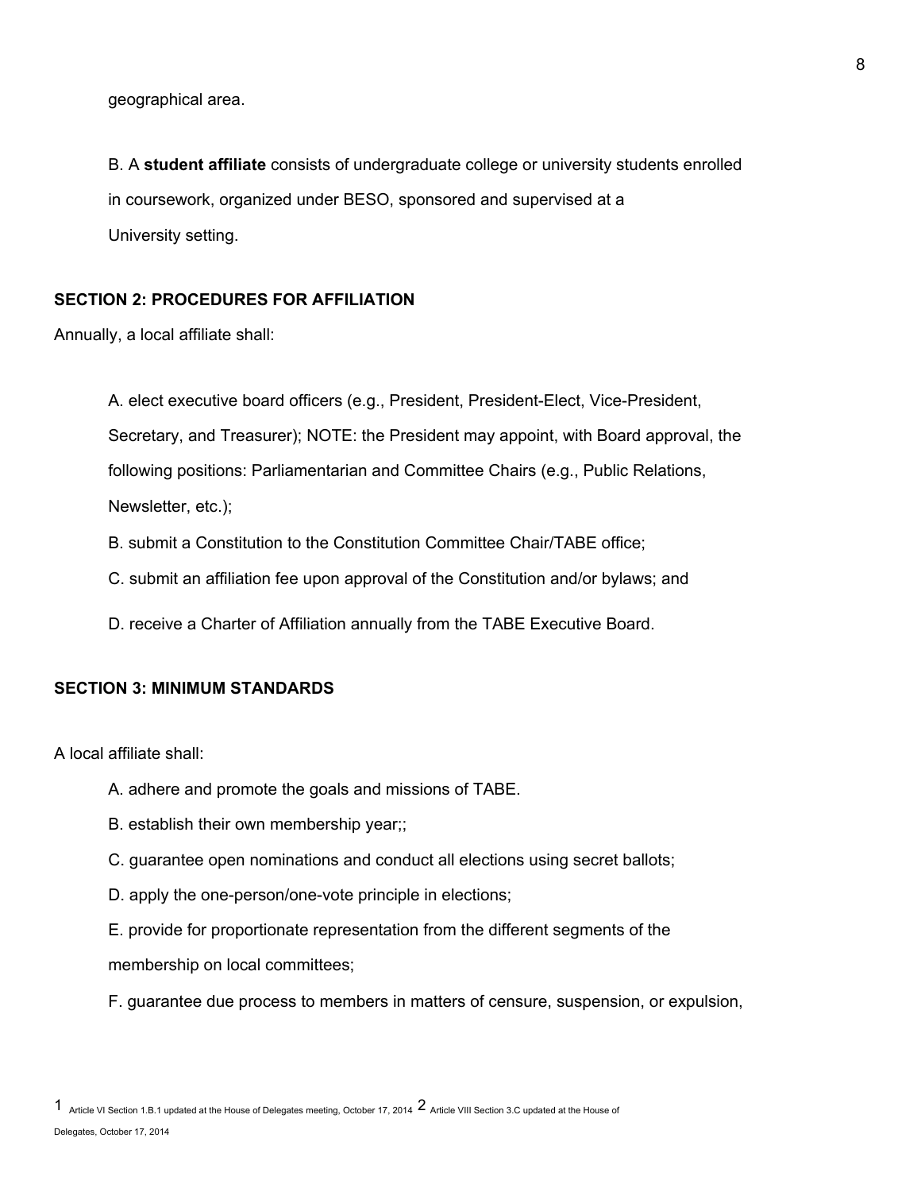geographical area.

B. A **student affiliate** consists of undergraduate college or university students enrolled in coursework, organized under BESO, sponsored and supervised at a University setting.

**SECTION 2: PROCEDURES FOR AFFILIATION**

Annually, a local affiliate shall:

A. elect executive board officers (e.g., President, President-Elect, Vice-President, Secretary, and Treasurer); NOTE: the President may appoint, with Board approval, the following positions: Parliamentarian and Committee Chairs (e.g., Public Relations, Newsletter, etc.);

B. submit a Constitution to the Constitution Committee Chair/TABE office;

C. submit an affiliation fee upon approval of the Constitution and/or bylaws; and

D. receive a Charter of Affiliation annually from the TABE Executive Board.

**SECTION 3: MINIMUM STANDARDS**

A local affiliate shall:

A. adhere and promote the goals and missions of TABE.

B. establish their own membership year;;

C. guarantee open nominations and conduct all elections using secret ballots;

D. apply the one-person/one-vote principle in elections;

E. provide for proportionate representation from the different segments of the membership on local committees;

F. guarantee due process to members in matters of censure, suspension, or expulsion,

1 Article VI Section 1.B.1 updated at the House of Delegates meeting, October 17, 2014 2 Article VIII Section 3.C updated at the House of Delegates, October 17, 2014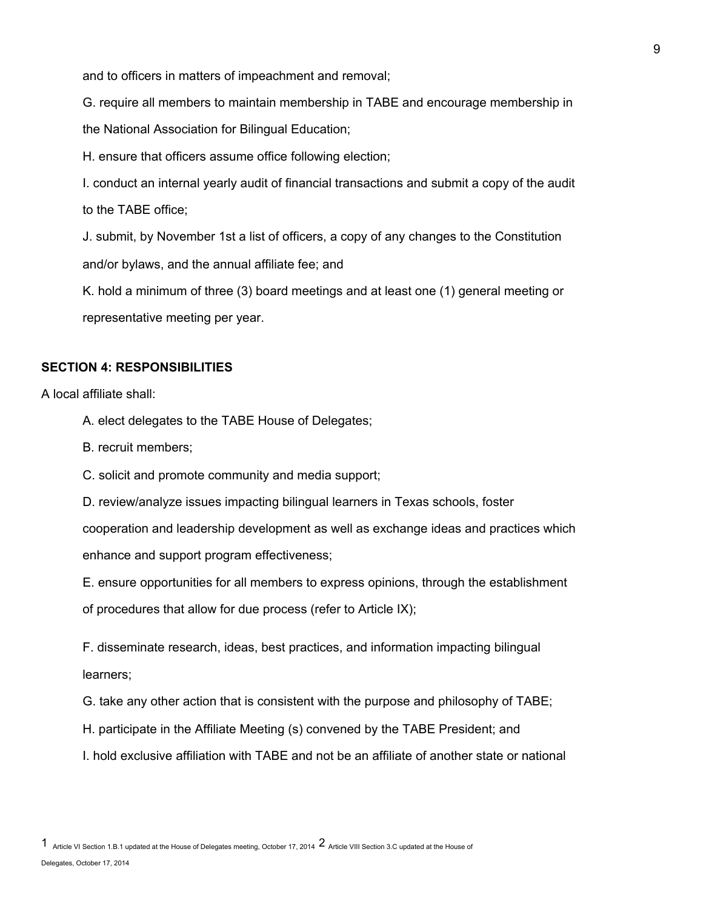and to officers in matters of impeachment and removal;

G. require all members to maintain membership in TABE and encourage membership in the National Association for Bilingual Education;

H. ensure that officers assume office following election;

I. conduct an internal yearly audit of financial transactions and submit a copy of the audit to the TABE office;

J. submit, by November 1st a list of officers, a copy of any changes to the Constitution and/or bylaws, and the annual affiliate fee; and

K. hold a minimum of three (3) board meetings and at least one (1) general meeting or representative meeting per year.

**SECTION 4: RESPONSIBILITIES**

A local affiliate shall:

A. elect delegates to the TABE House of Delegates;

B. recruit members;

C. solicit and promote community and media support;

D. review/analyze issues impacting bilingual learners in Texas schools, foster cooperation and leadership development as well as exchange ideas and practices which enhance and support program effectiveness;

E. ensure opportunities for all members to express opinions, through the establishment of procedures that allow for due process (refer to Article IX);

F. disseminate research, ideas, best practices, and information impacting bilingual learners;

G. take any other action that is consistent with the purpose and philosophy of TABE;

H. participate in the Affiliate Meeting (s) convened by the TABE President; and

I. hold exclusive affiliation with TABE and not be an affiliate of another state or national

[1] Article VI Section 1.B.1 updated at the House of Delegates meeting, October 17, 2014 [2] Article VIII Section 3.C updated at the House of Delegates, October 17, 2014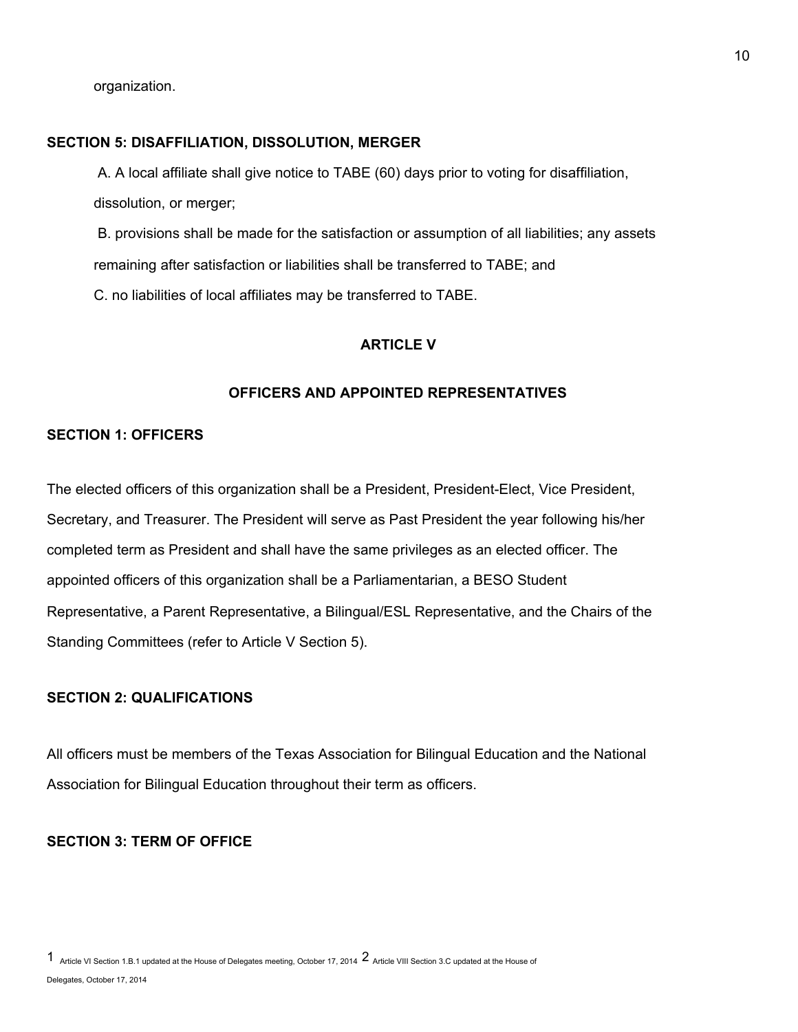organization.

**SECTION 5: DISAFFILIATION, DISSOLUTION, MERGER**

A. A local affiliate shall give notice to TABE (60) days prior to voting for disaffiliation, dissolution, or merger;

B. provisions shall be made for the satisfaction or assumption of all liabilities; any assets remaining after satisfaction or liabilities shall be transferred to TABE; and

C. no liabilities of local affiliates may be transferred to TABE.

## ARTICLE V

## OFFICERS AND APPOINTED REPRESENTATIVES

**SECTION 1: OFFICERS**

The elected officers of this organization shall be a President, President-Elect, Vice President, Secretary, and Treasurer. The President will serve as Past President the year following his/her completed term as President and shall have the same privileges as an elected officer. The appointed officers of this organization shall be a Parliamentarian, a BESO Student Representative, a Parent Representative, a Bilingual/ESL Representative, and the Chairs of the Standing Committees (refer to Article V Section 5).

**SECTION 2: QUALIFICATIONS**

All officers must be members of the Texas Association for Bilingual Education and the National Association for Bilingual Education throughout their term as officers.

**SECTION 3: TERM OF OFFICE**

[1] Article VI Section 1.B.1 updated at the House of Delegates meeting, October 17, 2014 [2] Article VIII Section 3.C updated at the House of Delegates, October 17, 2014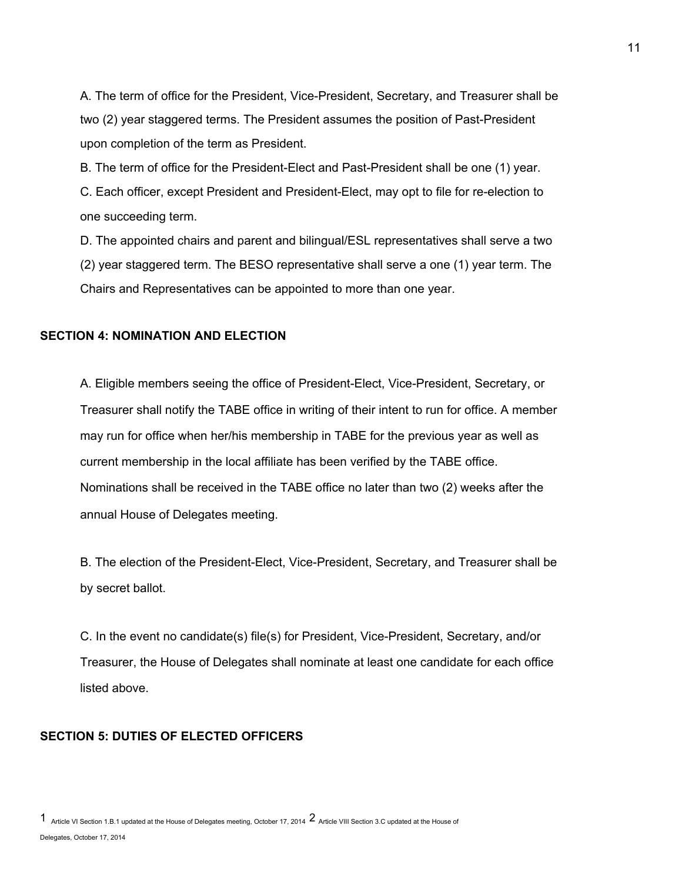A. The term of office for the President, Vice-President, Secretary, and Treasurer shall be two (2) year staggered terms. The President assumes the position of Past-President upon completion of the term as President.

B. The term of office for the President-Elect and Past-President shall be one (1) year.

C. Each officer, except President and President-Elect, may opt to file for re-election to one succeeding term.

D. The appointed chairs and parent and bilingual/ESL representatives shall serve a two (2) year staggered term. The BESO representative shall serve a one (1) year term. The Chairs and Representatives can be appointed to more than one year.

## SECTION 4: NOMINATION AND ELECTION

A. Eligible members seeing the office of President-Elect, Vice-President, Secretary, or Treasurer shall notify the TABE office in writing of their intent to run for office. A member may run for office when her/his membership in TABE for the previous year as well as current membership in the local affiliate has been verified by the TABE office. Nominations shall be received in the TABE office no later than two (2) weeks after the annual House of Delegates meeting.

B. The election of the President-Elect, Vice-President, Secretary, and Treasurer shall be by secret ballot.

C. In the event no candidate(s) file(s) for President, Vice-President, Secretary, and/or Treasurer, the House of Delegates shall nominate at least one candidate for each office listed above.

## SECTION 5: DUTIES OF ELECTED OFFICERS

[1] Article VI Section 1.B.1 updated at the House of Delegates meeting, October 17, 2014 [2] Article VIII Section 3.C updated at the House of Delegates, October 17, 2014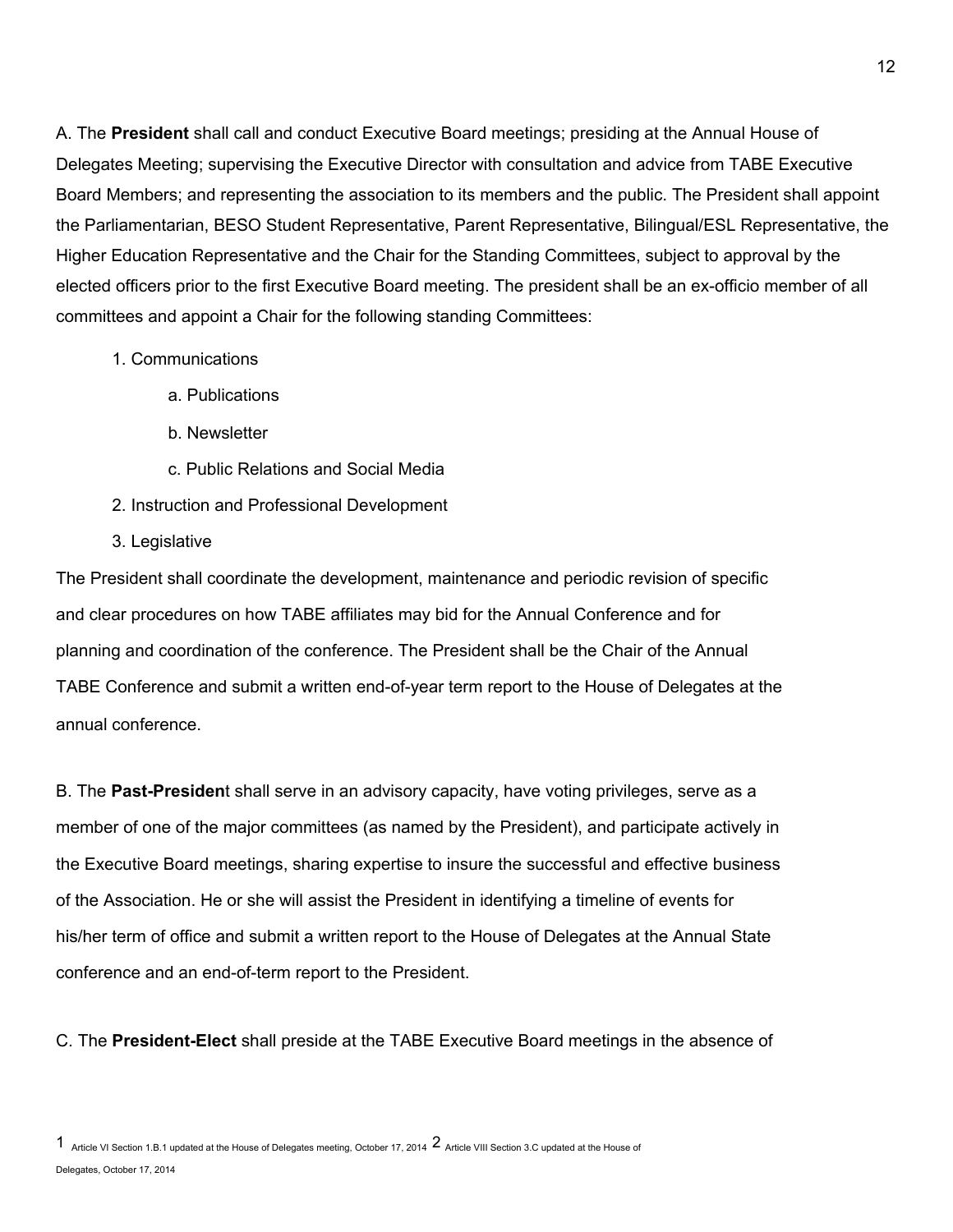A. The **President** shall call and conduct Executive Board meetings; presiding at the Annual House of Delegates Meeting; supervising the Executive Director with consultation and advice from TABE Executive Board Members; and representing the association to its members and the public. The President shall appoint the Parliamentarian, BESO Student Representative, Parent Representative, Bilingual/ESL Representative, the Higher Education Representative and the Chair for the Standing Committees, subject to approval by the elected officers prior to the first Executive Board meeting. The president shall be an ex-officio member of all committees and appoint a Chair for the following standing Committees:

1. Communications
    a. Publications
    b. Newsletter
    c. Public Relations and Social Media
2. Instruction and Professional Development
3. Legislative

The President shall coordinate the development, maintenance and periodic revision of specific and clear procedures on how TABE affiliates may bid for the Annual Conference and for planning and coordination of the conference. The President shall be the Chair of the Annual TABE Conference and submit a written end-of-year term report to the House of Delegates at the annual conference.

B. The **Past-Presiden**t shall serve in an advisory capacity, have voting privileges, serve as a member of one of the major committees (as named by the President), and participate actively in the Executive Board meetings, sharing expertise to insure the successful and effective business of the Association. He or she will assist the President in identifying a timeline of events for his/her term of office and submit a written report to the House of Delegates at the Annual State conference and an end-of-term report to the President.

C. The **President-Elect** shall preside at the TABE Executive Board meetings in the absence of

[1] Article VI Section 1.B.1 updated at the House of Delegates meeting, October 17, 2014 [2] Article VIII Section 3.C updated at the House of Delegates, October 17, 2014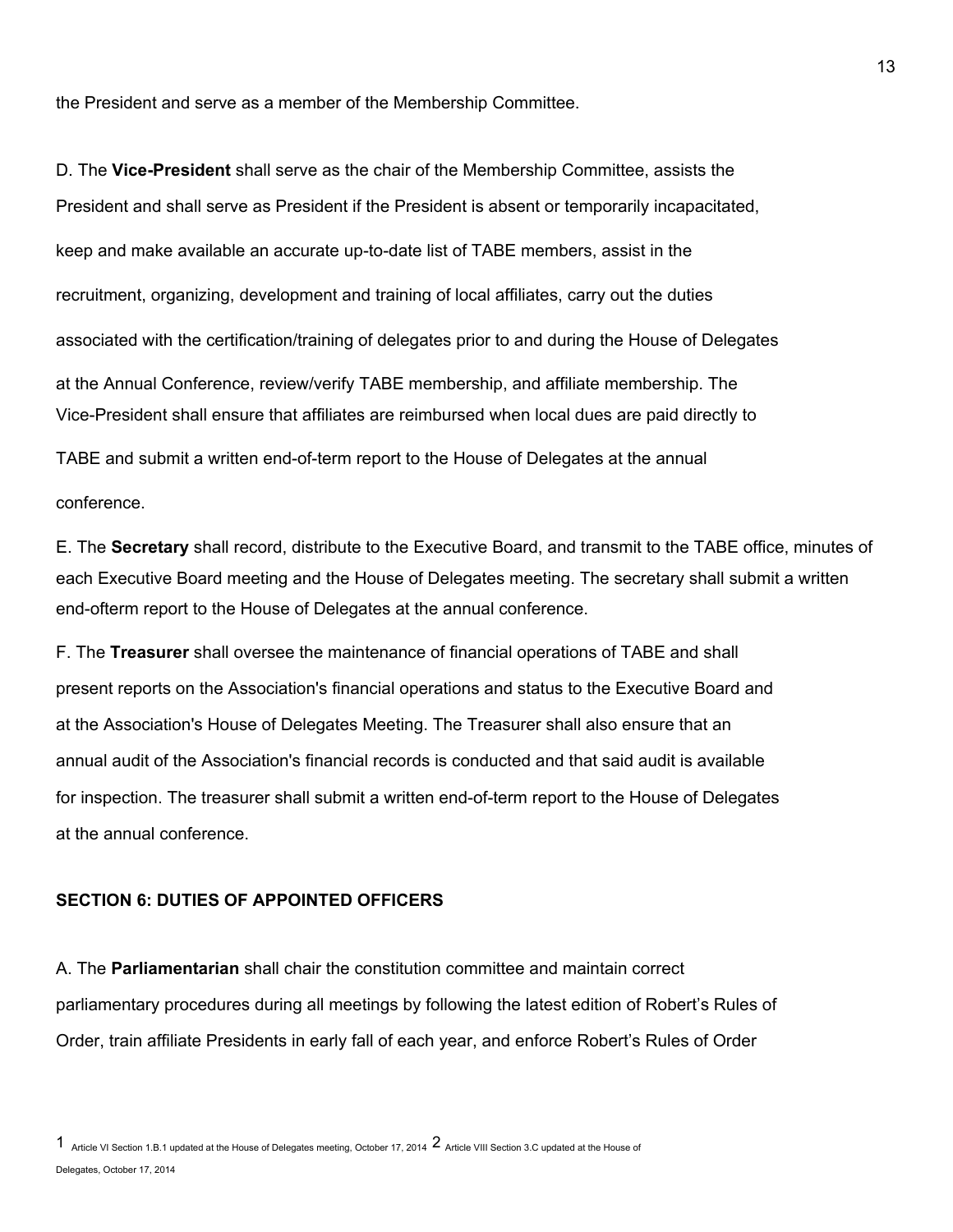the President and serve as a member of the Membership Committee.

D. The **Vice-President** shall serve as the chair of the Membership Committee, assists the President and shall serve as President if the President is absent or temporarily incapacitated, keep and make available an accurate up-to-date list of TABE members, assist in the recruitment, organizing, development and training of local affiliates, carry out the duties associated with the certification/training of delegates prior to and during the House of Delegates at the Annual Conference, review/verify TABE membership, and affiliate membership. The Vice-President shall ensure that affiliates are reimbursed when local dues are paid directly to TABE and submit a written end-of-term report to the House of Delegates at the annual conference.

E. The **Secretary** shall record, distribute to the Executive Board, and transmit to the TABE office, minutes of each Executive Board meeting and the House of Delegates meeting. The secretary shall submit a written end-ofterm report to the House of Delegates at the annual conference.

F. The **Treasurer** shall oversee the maintenance of financial operations of TABE and shall present reports on the Association's financial operations and status to the Executive Board and at the Association's House of Delegates Meeting. The Treasurer shall also ensure that an annual audit of the Association's financial records is conducted and that said audit is available for inspection. The treasurer shall submit a written end-of-term report to the House of Delegates at the annual conference.

### SECTION 6: DUTIES OF APPOINTED OFFICERS

A. The **Parliamentarian** shall chair the constitution committee and maintain correct parliamentary procedures during all meetings by following the latest edition of Robert's Rules of Order, train affiliate Presidents in early fall of each year, and enforce Robert's Rules of Order

[1] Article VI Section 1.B.1 updated at the House of Delegates meeting, October 17, 2014 [2] Article VIII Section 3.C updated at the House of Delegates, October 17, 2014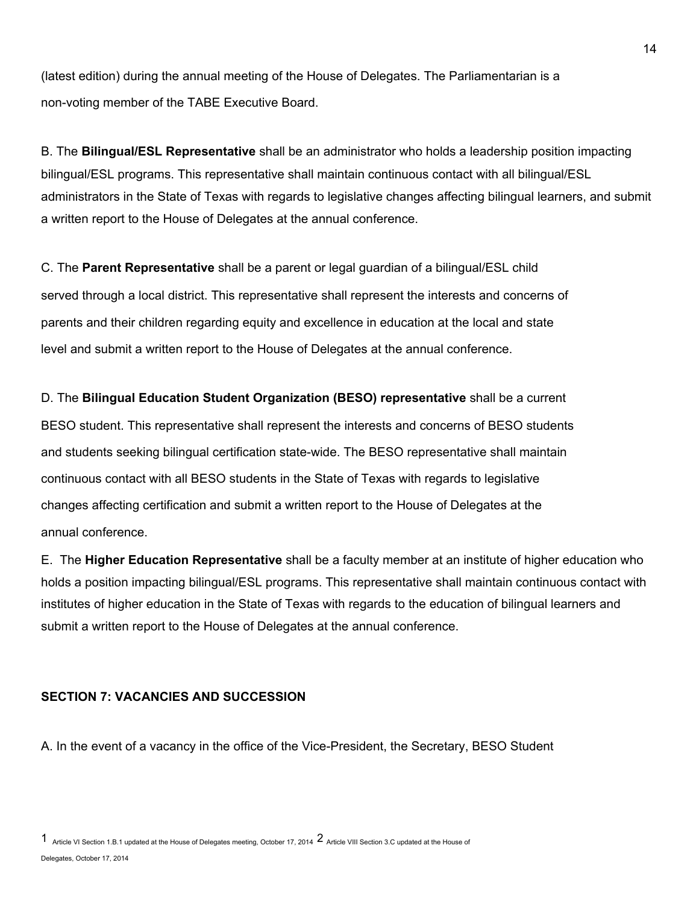(latest edition) during the annual meeting of the House of Delegates. The Parliamentarian is a non-voting member of the TABE Executive Board.

B. The **Bilingual/ESL Representative** shall be an administrator who holds a leadership position impacting bilingual/ESL programs. This representative shall maintain continuous contact with all bilingual/ESL administrators in the State of Texas with regards to legislative changes affecting bilingual learners, and submit a written report to the House of Delegates at the annual conference.

C. The **Parent Representative** shall be a parent or legal guardian of a bilingual/ESL child served through a local district. This representative shall represent the interests and concerns of parents and their children regarding equity and excellence in education at the local and state level and submit a written report to the House of Delegates at the annual conference.

D. The **Bilingual Education Student Organization (BESO) representative** shall be a current BESO student. This representative shall represent the interests and concerns of BESO students and students seeking bilingual certification state-wide. The BESO representative shall maintain continuous contact with all BESO students in the State of Texas with regards to legislative changes affecting certification and submit a written report to the House of Delegates at the annual conference.

E. The **Higher Education Representative** shall be a faculty member at an institute of higher education who holds a position impacting bilingual/ESL programs. This representative shall maintain continuous contact with institutes of higher education in the State of Texas with regards to the education of bilingual learners and submit a written report to the House of Delegates at the annual conference.

**SECTION 7: VACANCIES AND SUCCESSION**

A. In the event of a vacancy in the office of the Vice-President, the Secretary, BESO Student

[1] Article VI Section 1.B.1 updated at the House of Delegates meeting, October 17, 2014 [2] Article VIII Section 3.C updated at the House of Delegates, October 17, 2014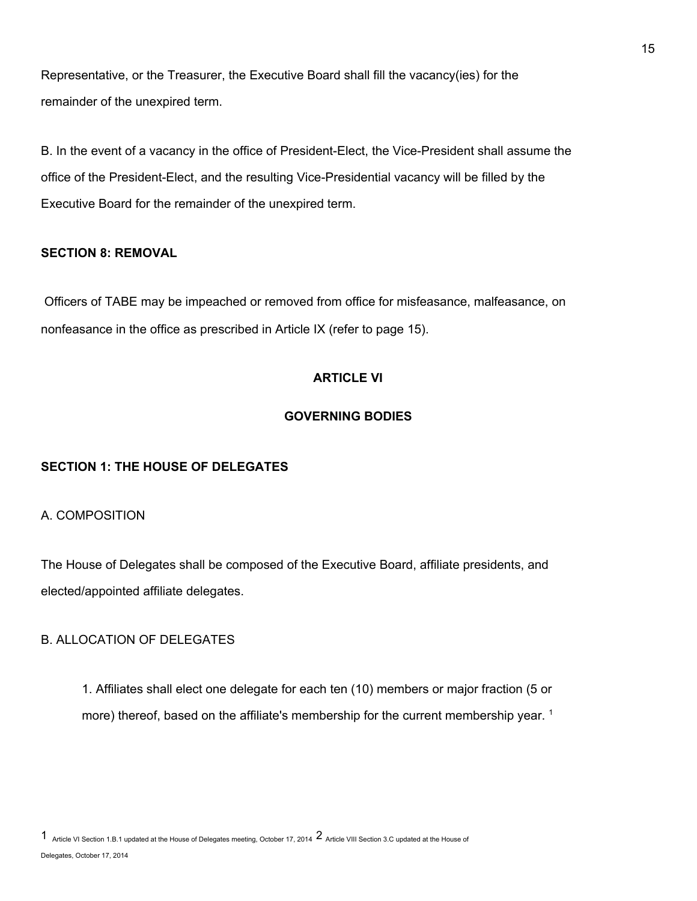Representative, or the Treasurer, the Executive Board shall fill the vacancy(ies) for the remainder of the unexpired term.

B. In the event of a vacancy in the office of President-Elect, the Vice-President shall assume the office of the President-Elect, and the resulting Vice-Presidential vacancy will be filled by the Executive Board for the remainder of the unexpired term.

**SECTION 8: REMOVAL**

Officers of TABE may be impeached or removed from office for misfeasance, malfeasance, on nonfeasance in the office as prescribed in Article IX (refer to page 15).

**ARTICLE VI**

**GOVERNING BODIES**

**SECTION 1: THE HOUSE OF DELEGATES**

A. COMPOSITION

The House of Delegates shall be composed of the Executive Board, affiliate presidents, and elected/appointed affiliate delegates.

B. ALLOCATION OF DELEGATES

1. Affiliates shall elect one delegate for each ten (10) members or major fraction (5 or more) thereof, based on the affiliate's membership for the current membership year. [1]

---

[1] Article VI Section 1.B.1 updated at the House of Delegates meeting, October 17, 2014 [2] Article VIII Section 3.C updated at the House of Delegates, October 17, 2014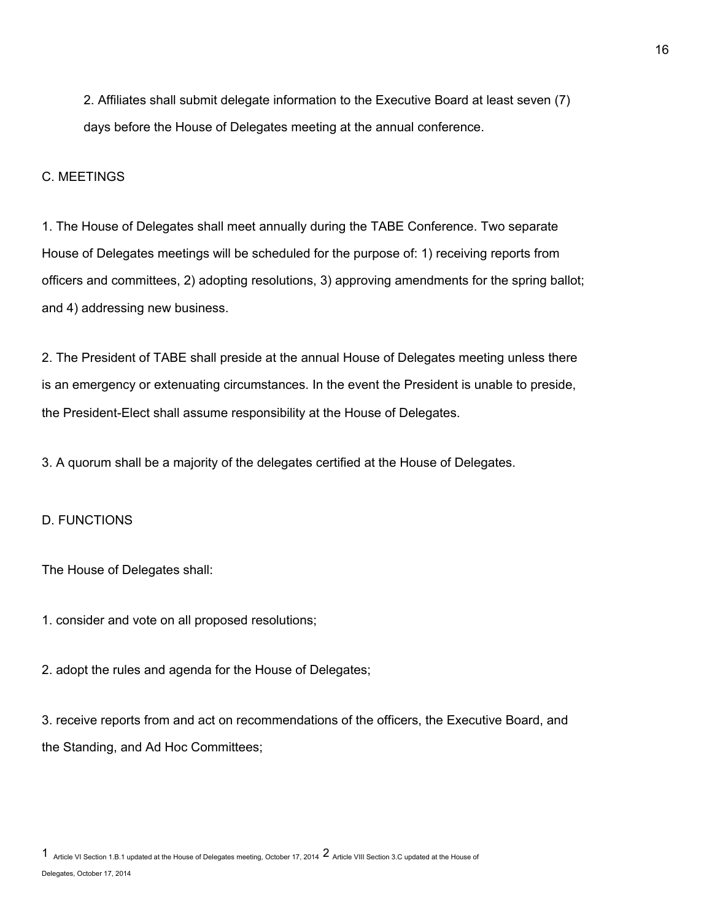2. Affiliates shall submit delegate information to the Executive Board at least seven (7) days before the House of Delegates meeting at the annual conference.

C. MEETINGS

1. The House of Delegates shall meet annually during the TABE Conference. Two separate House of Delegates meetings will be scheduled for the purpose of: 1) receiving reports from officers and committees, 2) adopting resolutions, 3) approving amendments for the spring ballot; and 4) addressing new business.

2. The President of TABE shall preside at the annual House of Delegates meeting unless there is an emergency or extenuating circumstances. In the event the President is unable to preside, the President-Elect shall assume responsibility at the House of Delegates.

3. A quorum shall be a majority of the delegates certified at the House of Delegates.

D. FUNCTIONS

The House of Delegates shall:

1. consider and vote on all proposed resolutions;

2. adopt the rules and agenda for the House of Delegates;

3. receive reports from and act on recommendations of the officers, the Executive Board, and the Standing, and Ad Hoc Committees;

---

[1] Article VI Section 1.B.1 updated at the House of Delegates meeting, October 17, 2014 [2] Article VIII Section 3.C updated at the House of Delegates, October 17, 2014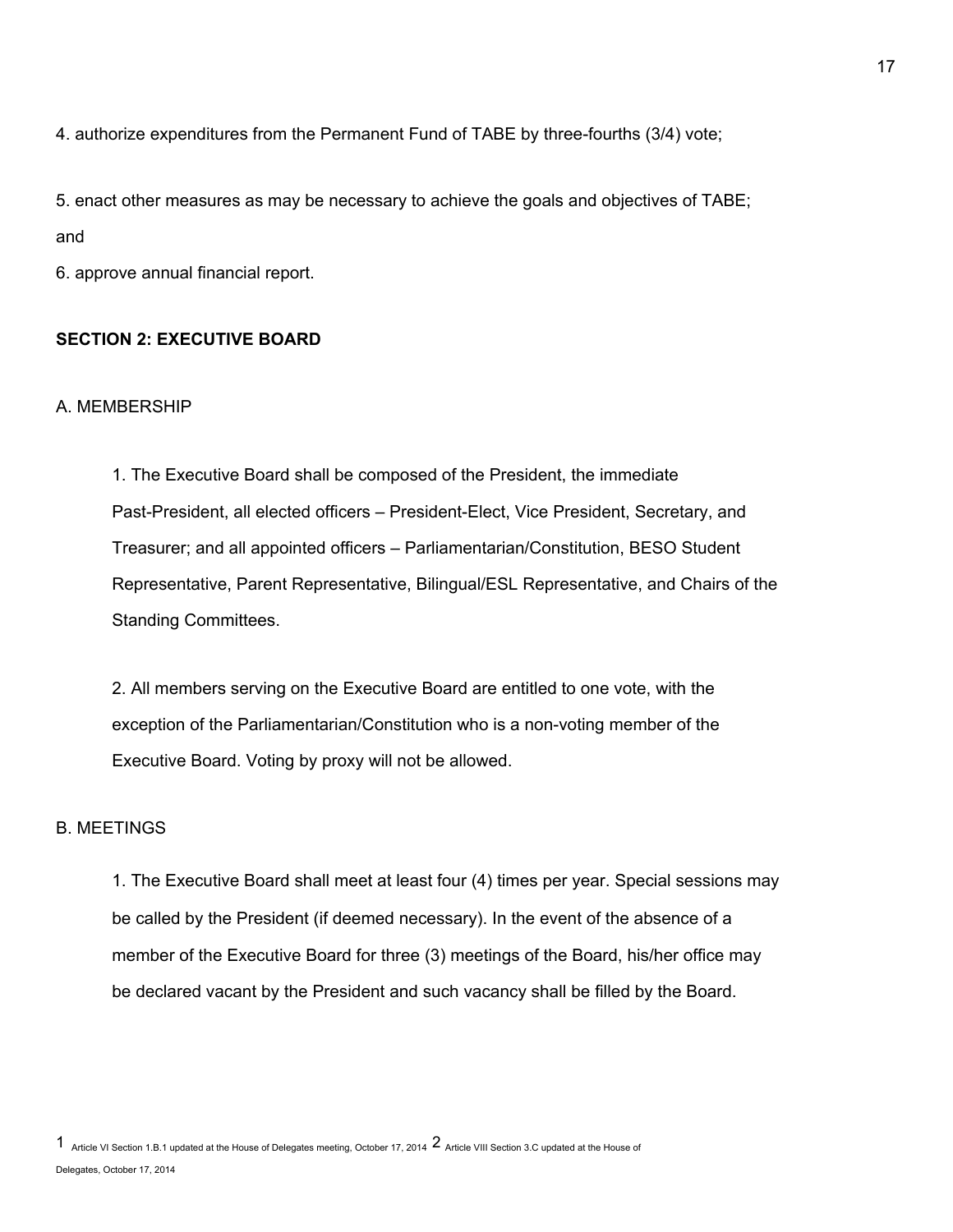4. authorize expenditures from the Permanent Fund of TABE by three-fourths (3/4) vote;

5. enact other measures as may be necessary to achieve the goals and objectives of TABE; and

6. approve annual financial report.

**SECTION 2: EXECUTIVE BOARD**

A. MEMBERSHIP

1. The Executive Board shall be composed of the President, the immediate Past-President, all elected officers – President-Elect, Vice President, Secretary, and Treasurer; and all appointed officers – Parliamentarian/Constitution, BESO Student Representative, Parent Representative, Bilingual/ESL Representative, and Chairs of the Standing Committees.

2. All members serving on the Executive Board are entitled to one vote, with the exception of the Parliamentarian/Constitution who is a non-voting member of the Executive Board. Voting by proxy will not be allowed.

B. MEETINGS

1. The Executive Board shall meet at least four (4) times per year. Special sessions may be called by the President (if deemed necessary). In the event of the absence of a member of the Executive Board for three (3) meetings of the Board, his/her office may be declared vacant by the President and such vacancy shall be filled by the Board.

[1] Article VI Section 1.B.1 updated at the House of Delegates meeting, October 17, 2014 [2] Article VIII Section 3.C updated at the House of Delegates, October 17, 2014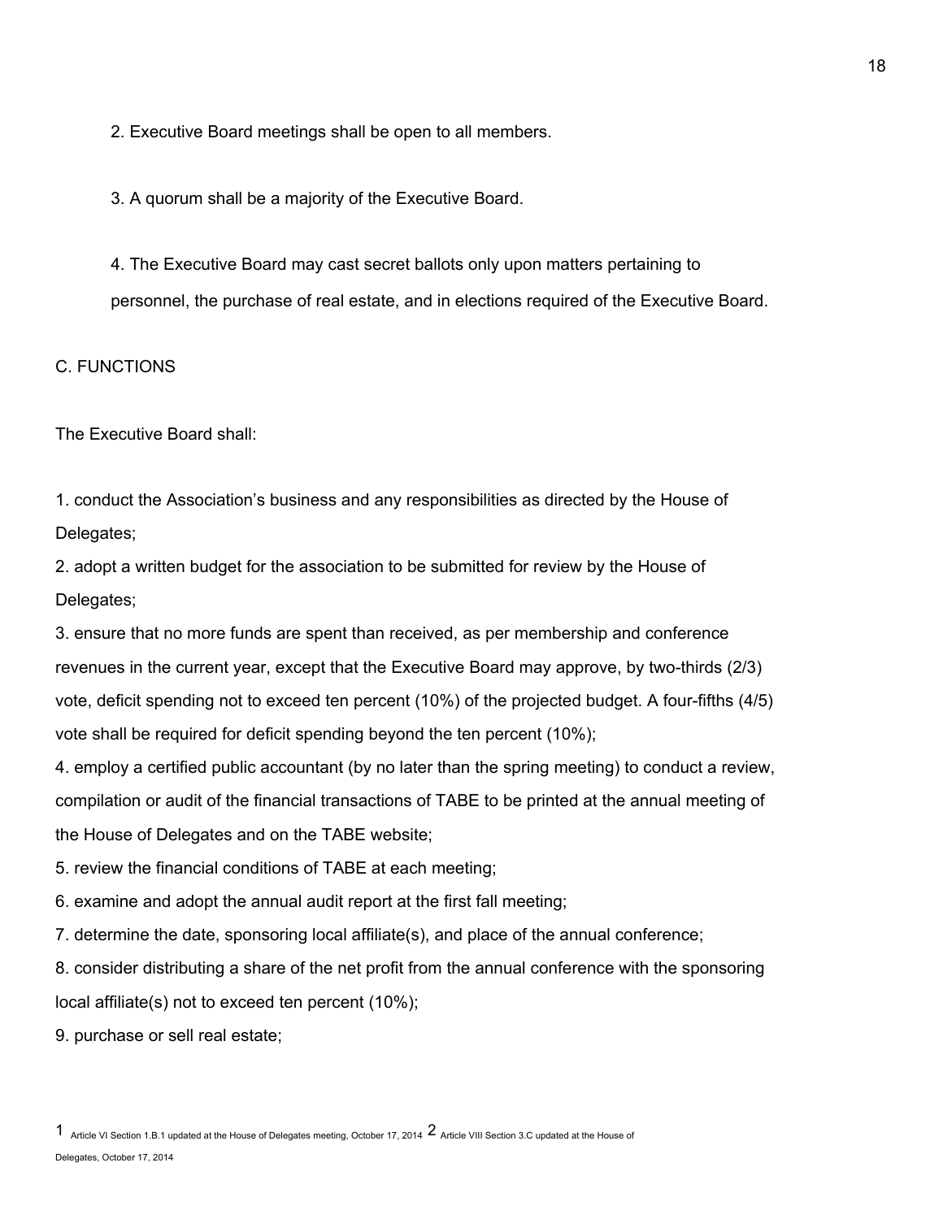2. Executive Board meetings shall be open to all members.

3. A quorum shall be a majority of the Executive Board.

4. The Executive Board may cast secret ballots only upon matters pertaining to personnel, the purchase of real estate, and in elections required of the Executive Board.

C. FUNCTIONS

The Executive Board shall:

1. conduct the Association's business and any responsibilities as directed by the House of Delegates;
2. adopt a written budget for the association to be submitted for review by the House of Delegates;
3. ensure that no more funds are spent than received, as per membership and conference revenues in the current year, except that the Executive Board may approve, by two-thirds (2/3) vote, deficit spending not to exceed ten percent (10%) of the projected budget. A four-fifths (4/5) vote shall be required for deficit spending beyond the ten percent (10%);
4. employ a certified public accountant (by no later than the spring meeting) to conduct a review, compilation or audit of the financial transactions of TABE to be printed at the annual meeting of the House of Delegates and on the TABE website;
5. review the financial conditions of TABE at each meeting;
6. examine and adopt the annual audit report at the first fall meeting;
7. determine the date, sponsoring local affiliate(s), and place of the annual conference;
8. consider distributing a share of the net profit from the annual conference with the sponsoring local affiliate(s) not to exceed ten percent (10%);
9. purchase or sell real estate;

[1] Article VI Section 1.B.1 updated at the House of Delegates meeting, October 17, 2014 [2] Article VIII Section 3.C updated at the House of Delegates, October 17, 2014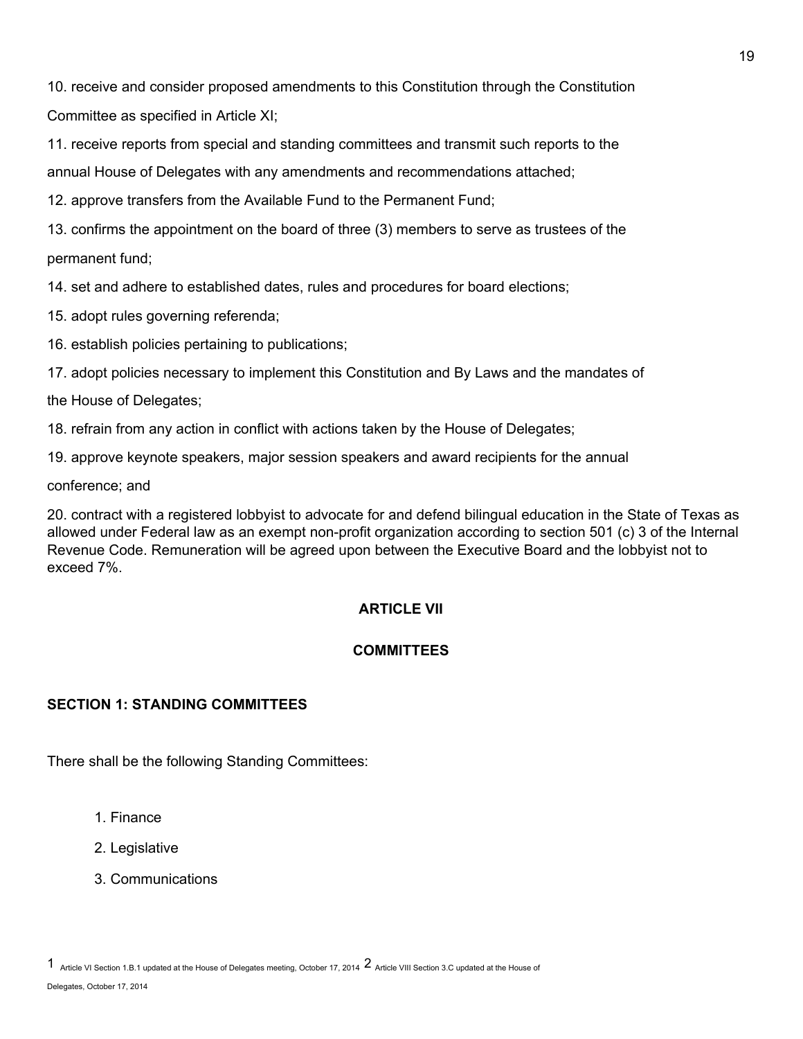10. receive and consider proposed amendments to this Constitution through the Constitution Committee as specified in Article XI;

11. receive reports from special and standing committees and transmit such reports to the annual House of Delegates with any amendments and recommendations attached;

12. approve transfers from the Available Fund to the Permanent Fund;

13. confirms the appointment on the board of three (3) members to serve as trustees of the permanent fund;

14. set and adhere to established dates, rules and procedures for board elections;

15. adopt rules governing referenda;

16. establish policies pertaining to publications;

17. adopt policies necessary to implement this Constitution and By Laws and the mandates of the House of Delegates;

18. refrain from any action in conflict with actions taken by the House of Delegates;

19. approve keynote speakers, major session speakers and award recipients for the annual conference; and

20. contract with a registered lobbyist to advocate for and defend bilingual education in the State of Texas as allowed under Federal law as an exempt non-profit organization according to section 501 (c) 3 of the Internal Revenue Code. Remuneration will be agreed upon between the Executive Board and the lobbyist not to exceed 7%.

## ARTICLE VII

## COMMITTEES

### SECTION 1: STANDING COMMITTEES

There shall be the following Standing Committees:

1. Finance
2. Legislative
3. Communications

[1] Article VI Section 1.B.1 updated at the House of Delegates meeting, October 17, 2014 [2] Article VIII Section 3.C updated at the House of Delegates, October 17, 2014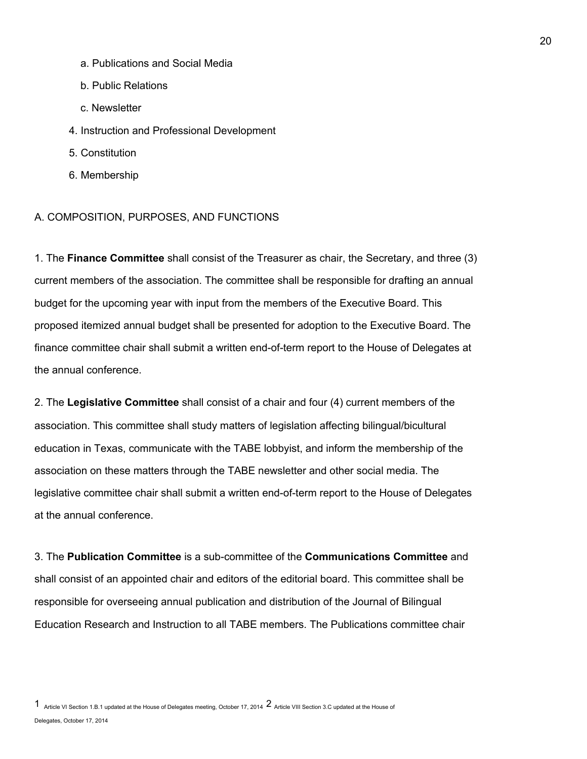a. Publications and Social Media

   b. Public Relations

   c. Newsletter

4. Instruction and Professional Development

5. Constitution

6. Membership

A. COMPOSITION, PURPOSES, AND FUNCTIONS

1. The **Finance Committee** shall consist of the Treasurer as chair, the Secretary, and three (3) current members of the association. The committee shall be responsible for drafting an annual budget for the upcoming year with input from the members of the Executive Board. This proposed itemized annual budget shall be presented for adoption to the Executive Board. The finance committee chair shall submit a written end-of-term report to the House of Delegates at the annual conference.

2. The **Legislative Committee** shall consist of a chair and four (4) current members of the association. This committee shall study matters of legislation affecting bilingual/bicultural education in Texas, communicate with the TABE lobbyist, and inform the membership of the association on these matters through the TABE newsletter and other social media. The legislative committee chair shall submit a written end-of-term report to the House of Delegates at the annual conference.

3. The **Publication Committee** is a sub-committee of the **Communications Committee** and shall consist of an appointed chair and editors of the editorial board. This committee shall be responsible for overseeing annual publication and distribution of the Journal of Bilingual Education Research and Instruction to all TABE members. The Publications committee chair

[1] Article VI Section 1.B.1 updated at the House of Delegates meeting, October 17, 2014 [2] Article VIII Section 3.C updated at the House of Delegates, October 17, 2014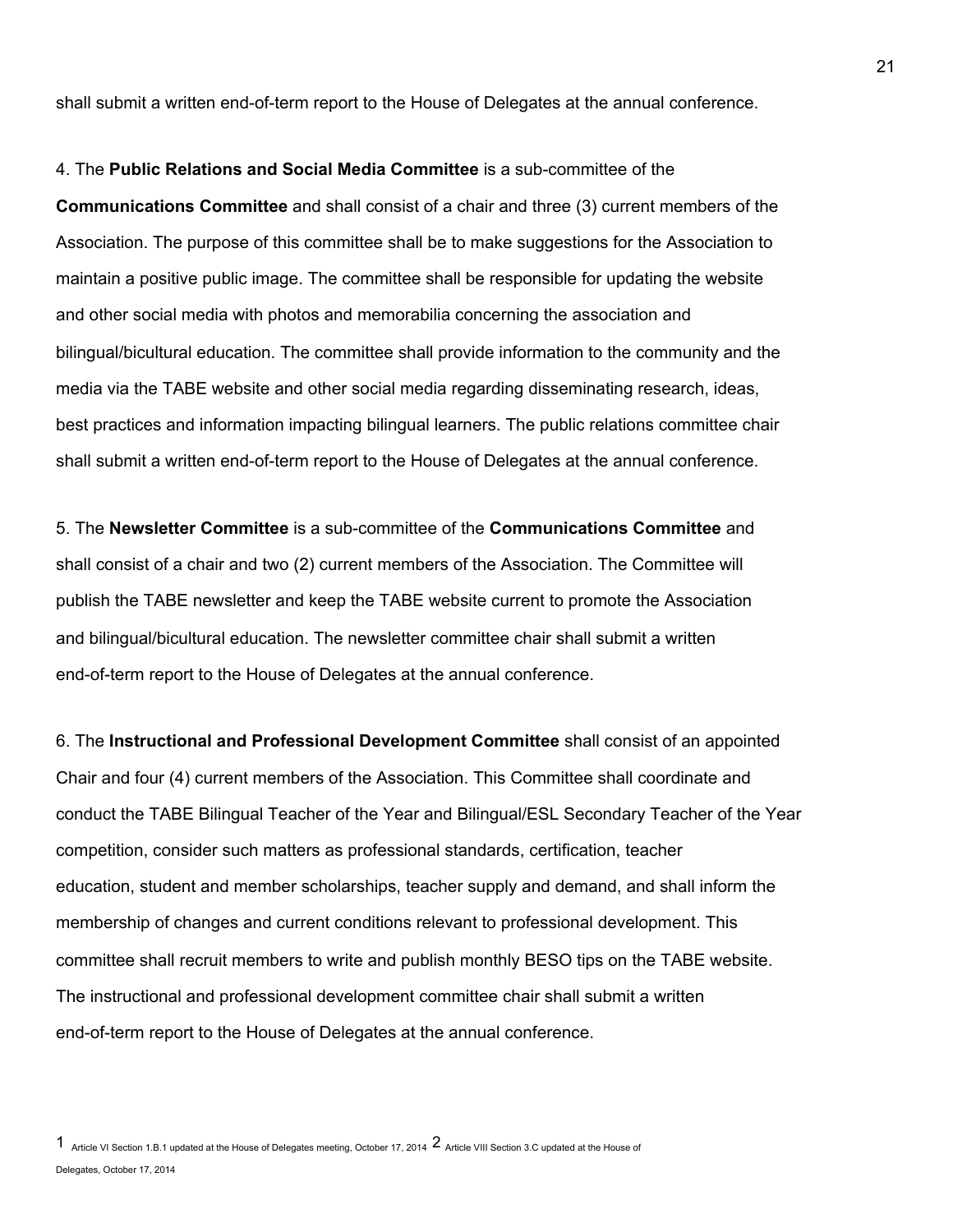shall submit a written end-of-term report to the House of Delegates at the annual conference.

4. The **Public Relations and Social Media Committee** is a sub-committee of the **Communications Committee** and shall consist of a chair and three (3) current members of the Association. The purpose of this committee shall be to make suggestions for the Association to maintain a positive public image. The committee shall be responsible for updating the website and other social media with photos and memorabilia concerning the association and bilingual/bicultural education. The committee shall provide information to the community and the media via the TABE website and other social media regarding disseminating research, ideas, best practices and information impacting bilingual learners. The public relations committee chair shall submit a written end-of-term report to the House of Delegates at the annual conference.

5. The **Newsletter Committee** is a sub-committee of the **Communications Committee** and shall consist of a chair and two (2) current members of the Association. The Committee will publish the TABE newsletter and keep the TABE website current to promote the Association and bilingual/bicultural education. The newsletter committee chair shall submit a written end-of-term report to the House of Delegates at the annual conference.

6. The **Instructional and Professional Development Committee** shall consist of an appointed Chair and four (4) current members of the Association. This Committee shall coordinate and conduct the TABE Bilingual Teacher of the Year and Bilingual/ESL Secondary Teacher of the Year competition, consider such matters as professional standards, certification, teacher education, student and member scholarships, teacher supply and demand, and shall inform the membership of changes and current conditions relevant to professional development. This committee shall recruit members to write and publish monthly BESO tips on the TABE website. The instructional and professional development committee chair shall submit a written end-of-term report to the House of Delegates at the annual conference.

[1] Article VI Section 1.B.1 updated at the House of Delegates meeting, October 17, 2014 [2] Article VIII Section 3.C updated at the House of Delegates, October 17, 2014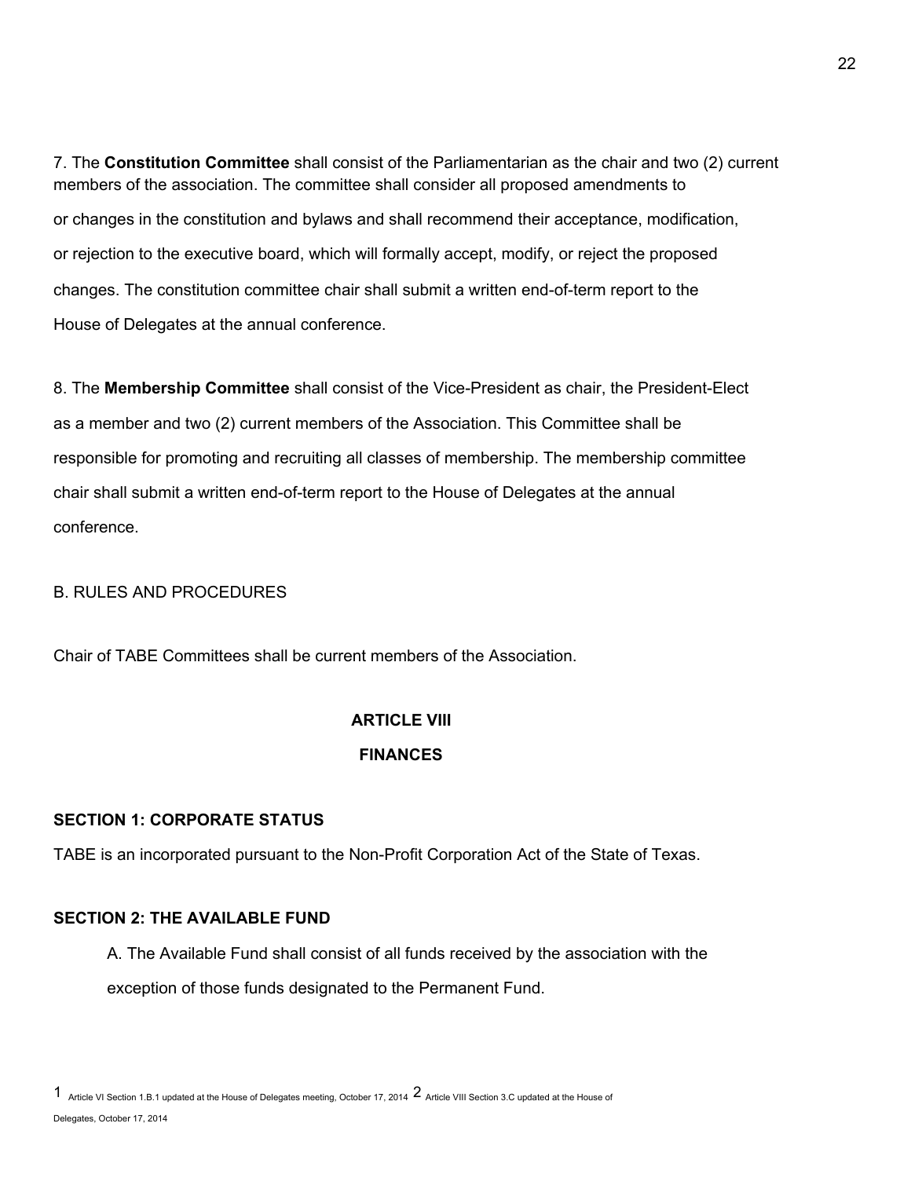7. The **Constitution Committee** shall consist of the Parliamentarian as the chair and two (2) current members of the association. The committee shall consider all proposed amendments to or changes in the constitution and bylaws and shall recommend their acceptance, modification, or rejection to the executive board, which will formally accept, modify, or reject the proposed changes. The constitution committee chair shall submit a written end-of-term report to the House of Delegates at the annual conference.

8. The **Membership Committee** shall consist of the Vice-President as chair, the President-Elect as a member and two (2) current members of the Association. This Committee shall be responsible for promoting and recruiting all classes of membership. The membership committee chair shall submit a written end-of-term report to the House of Delegates at the annual conference.

B. RULES AND PROCEDURES

Chair of TABE Committees shall be current members of the Association.

## ARTICLE VIII

## FINANCES

### SECTION 1: CORPORATE STATUS

TABE is an incorporated pursuant to the Non-Profit Corporation Act of the State of Texas.

### SECTION 2: THE AVAILABLE FUND

A. The Available Fund shall consist of all funds received by the association with the exception of those funds designated to the Permanent Fund.

[1] Article VI Section 1.B.1 updated at the House of Delegates meeting, October 17, 2014 [2] Article VIII Section 3.C updated at the House of Delegates, October 17, 2014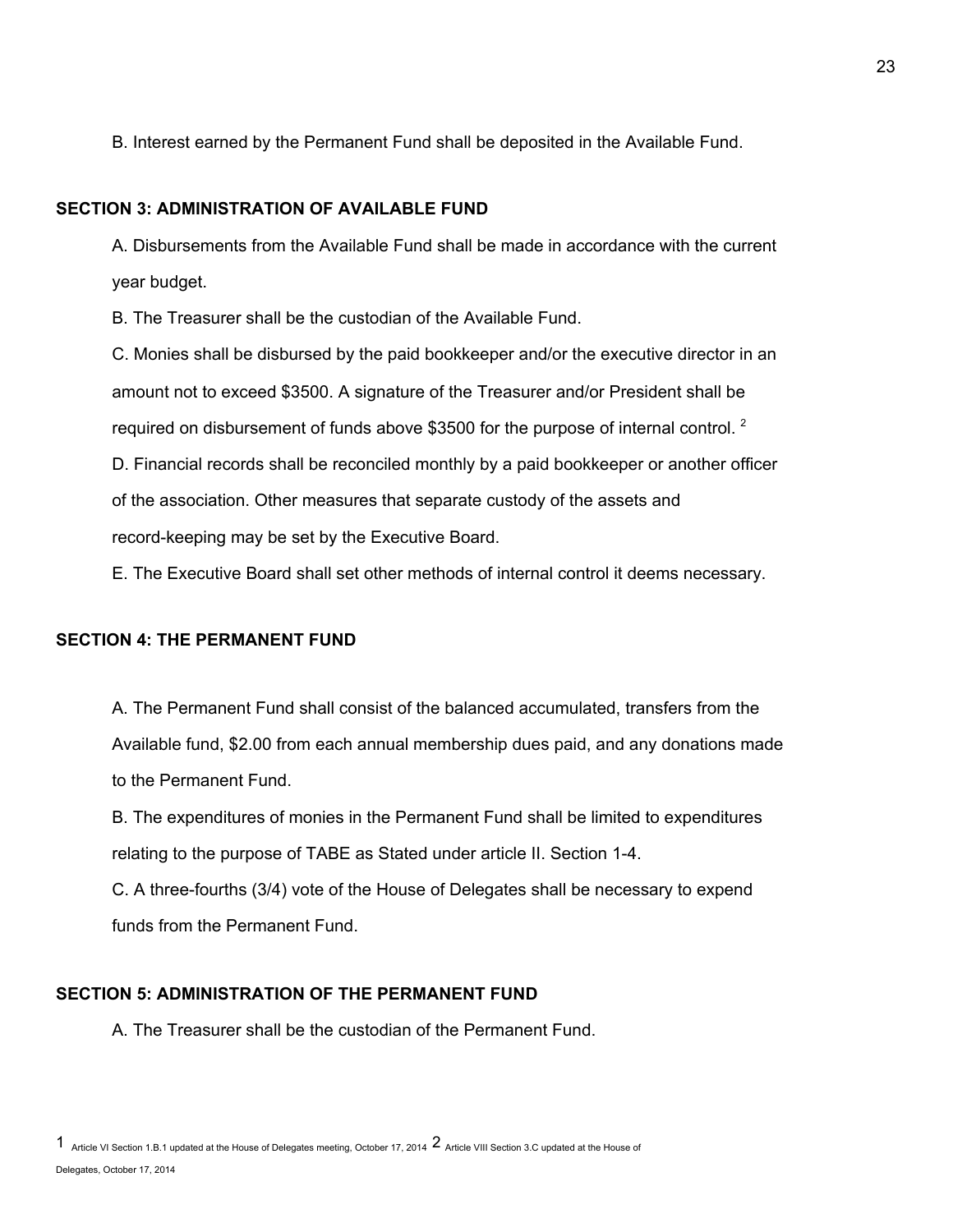B. Interest earned by the Permanent Fund shall be deposited in the Available Fund.

**SECTION 3: ADMINISTRATION OF AVAILABLE FUND**

A. Disbursements from the Available Fund shall be made in accordance with the current year budget.

B. The Treasurer shall be the custodian of the Available Fund.

C. Monies shall be disbursed by the paid bookkeeper and/or the executive director in an amount not to exceed $3500. A signature of the Treasurer and/or President shall be required on disbursement of funds above $3500 for the purpose of internal control. [2]

D. Financial records shall be reconciled monthly by a paid bookkeeper or another officer of the association. Other measures that separate custody of the assets and record-keeping may be set by the Executive Board.

E. The Executive Board shall set other methods of internal control it deems necessary.

**SECTION 4: THE PERMANENT FUND**

A. The Permanent Fund shall consist of the balanced accumulated, transfers from the Available fund, $2.00 from each annual membership dues paid, and any donations made to the Permanent Fund.

B. The expenditures of monies in the Permanent Fund shall be limited to expenditures relating to the purpose of TABE as Stated under article II. Section 1-4.

C. A three-fourths (3/4) vote of the House of Delegates shall be necessary to expend funds from the Permanent Fund.

**SECTION 5: ADMINISTRATION OF THE PERMANENT FUND**

A. The Treasurer shall be the custodian of the Permanent Fund.

---

[1] Article VI Section 1.B.1 updated at the House of Delegates meeting, October 17, 2014 [2] Article VIII Section 3.C updated at the House of Delegates, October 17, 2014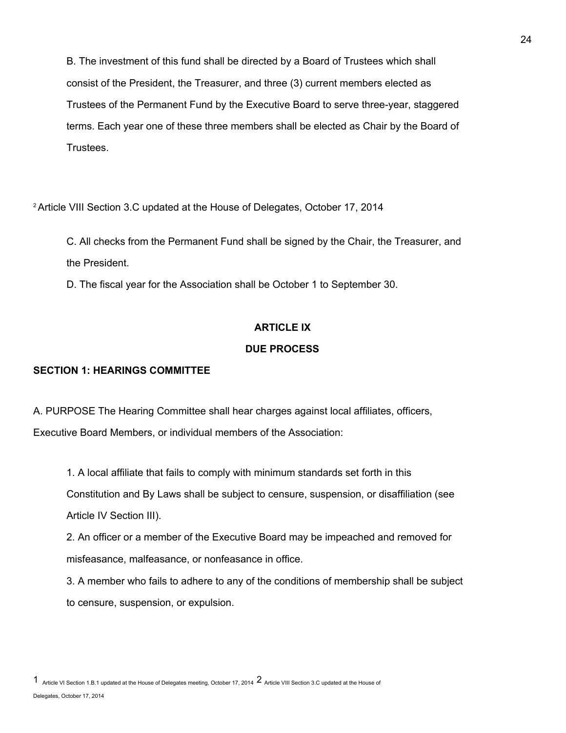B. The investment of this fund shall be directed by a Board of Trustees which shall consist of the President, the Treasurer, and three (3) current members elected as Trustees of the Permanent Fund by the Executive Board to serve three-year, staggered terms. Each year one of these three members shall be elected as Chair by the Board of Trustees.

[2] Article VIII Section 3.C updated at the House of Delegates, October 17, 2014

C. All checks from the Permanent Fund shall be signed by the Chair, the Treasurer, and the President.

D. The fiscal year for the Association shall be October 1 to September 30.

## ARTICLE IX

## DUE PROCESS

### SECTION 1: HEARINGS COMMITTEE

A. PURPOSE The Hearing Committee shall hear charges against local affiliates, officers, Executive Board Members, or individual members of the Association:

1. A local affiliate that fails to comply with minimum standards set forth in this Constitution and By Laws shall be subject to censure, suspension, or disaffiliation (see Article IV Section III).
2. An officer or a member of the Executive Board may be impeached and removed for misfeasance, malfeasance, or nonfeasance in office.
3. A member who fails to adhere to any of the conditions of membership shall be subject to censure, suspension, or expulsion.

[1] Article VI Section 1.B.1 updated at the House of Delegates meeting, October 17, 2014 [2] Article VIII Section 3.C updated at the House of Delegates, October 17, 2014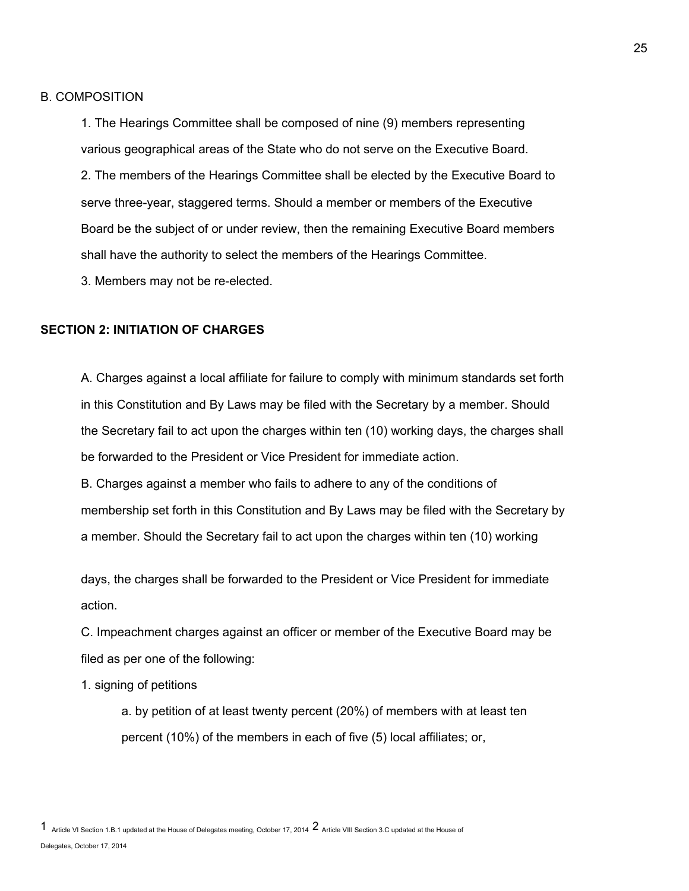B. COMPOSITION

1. The Hearings Committee shall be composed of nine (9) members representing various geographical areas of the State who do not serve on the Executive Board.
2. The members of the Hearings Committee shall be elected by the Executive Board to serve three-year, staggered terms. Should a member or members of the Executive Board be the subject of or under review, then the remaining Executive Board members shall have the authority to select the members of the Hearings Committee.
3. Members may not be re-elected.

## SECTION 2: INITIATION OF CHARGES

A. Charges against a local affiliate for failure to comply with minimum standards set forth in this Constitution and By Laws may be filed with the Secretary by a member. Should the Secretary fail to act upon the charges within ten (10) working days, the charges shall be forwarded to the President or Vice President for immediate action.

B. Charges against a member who fails to adhere to any of the conditions of membership set forth in this Constitution and By Laws may be filed with the Secretary by a member. Should the Secretary fail to act upon the charges within ten (10) working days, the charges shall be forwarded to the President or Vice President for immediate action.

C. Impeachment charges against an officer or member of the Executive Board may be filed as per one of the following:

1. signing of petitions

    a. by petition of at least twenty percent (20%) of members with at least ten percent (10%) of the members in each of five (5) local affiliates; or,

[1] Article VI Section 1.B.1 updated at the House of Delegates meeting, October 17, 2014 [2] Article VIII Section 3.C updated at the House of Delegates, October 17, 2014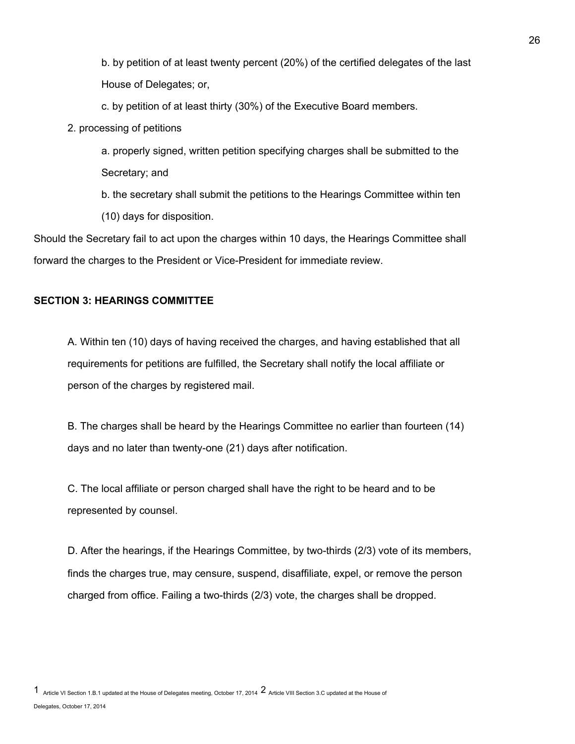b. by petition of at least twenty percent (20%) of the certified delegates of the last House of Delegates; or,

c. by petition of at least thirty (30%) of the Executive Board members.

2. processing of petitions

a. properly signed, written petition specifying charges shall be submitted to the Secretary; and

b. the secretary shall submit the petitions to the Hearings Committee within ten (10) days for disposition.

Should the Secretary fail to act upon the charges within 10 days, the Hearings Committee shall forward the charges to the President or Vice-President for immediate review.

**SECTION 3: HEARINGS COMMITTEE**

A. Within ten (10) days of having received the charges, and having established that all requirements for petitions are fulfilled, the Secretary shall notify the local affiliate or person of the charges by registered mail.

B. The charges shall be heard by the Hearings Committee no earlier than fourteen (14) days and no later than twenty-one (21) days after notification.

C. The local affiliate or person charged shall have the right to be heard and to be represented by counsel.

D. After the hearings, if the Hearings Committee, by two-thirds (2/3) vote of its members, finds the charges true, may censure, suspend, disaffiliate, expel, or remove the person charged from office. Failing a two-thirds (2/3) vote, the charges shall be dropped.

[1] Article VI Section 1.B.1 updated at the House of Delegates meeting, October 17, 2014 [2] Article VIII Section 3.C updated at the House of Delegates, October 17, 2014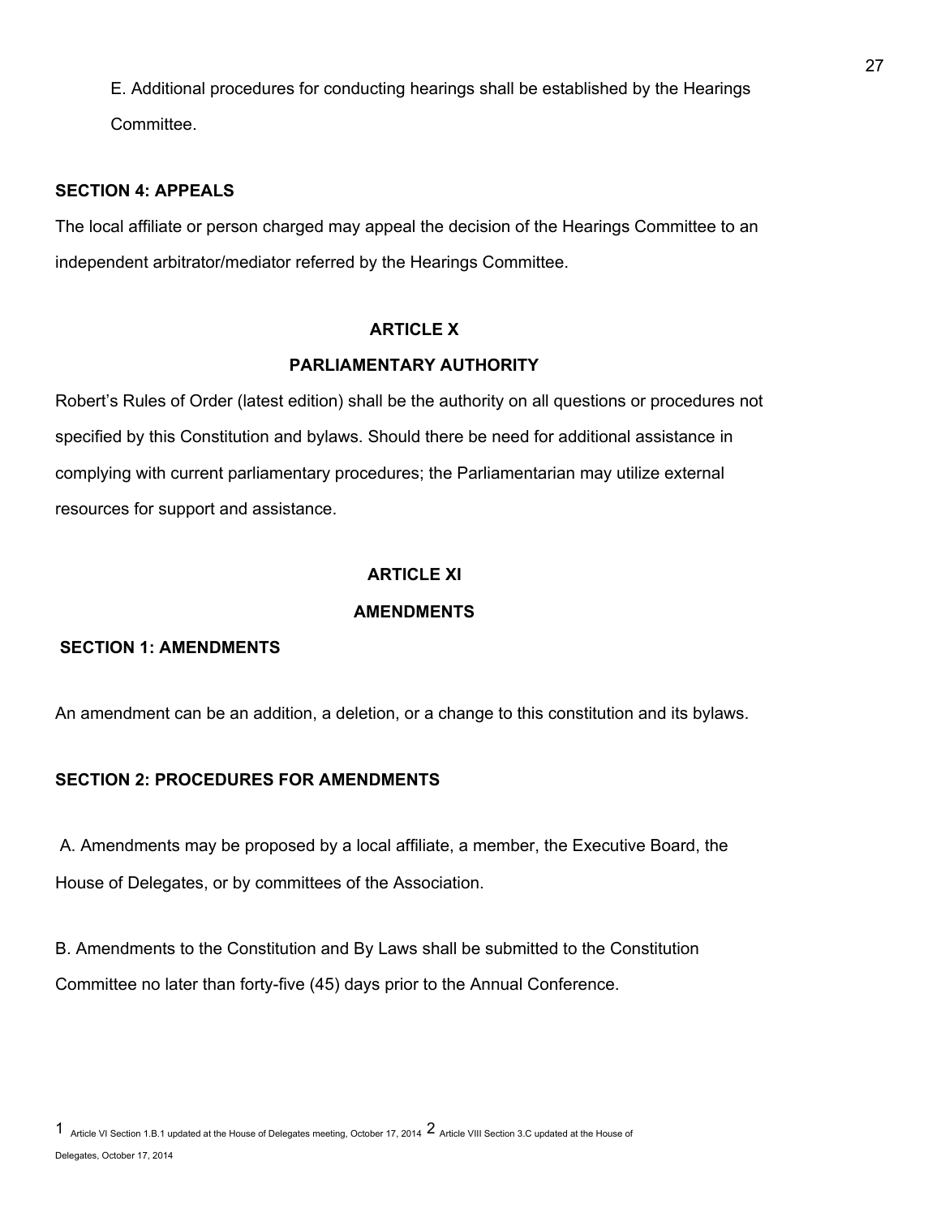E. Additional procedures for conducting hearings shall be established by the Hearings Committee.

**SECTION 4: APPEALS**

The local affiliate or person charged may appeal the decision of the Hearings Committee to an independent arbitrator/mediator referred by the Hearings Committee.

## ARTICLE X

## PARLIAMENTARY AUTHORITY

Robert's Rules of Order (latest edition) shall be the authority on all questions or procedures not specified by this Constitution and bylaws. Should there be need for additional assistance in complying with current parliamentary procedures; the Parliamentarian may utilize external resources for support and assistance.

## ARTICLE XI

## AMENDMENTS

**SECTION 1: AMENDMENTS**

An amendment can be an addition, a deletion, or a change to this constitution and its bylaws.

**SECTION 2: PROCEDURES FOR AMENDMENTS**

A. Amendments may be proposed by a local affiliate, a member, the Executive Board, the House of Delegates, or by committees of the Association.

B. Amendments to the Constitution and By Laws shall be submitted to the Constitution Committee no later than forty-five (45) days prior to the Annual Conference.

[1] Article VI Section 1.B.1 updated at the House of Delegates meeting, October 17, 2014 [2] Article VIII Section 3.C updated at the House of Delegates, October 17, 2014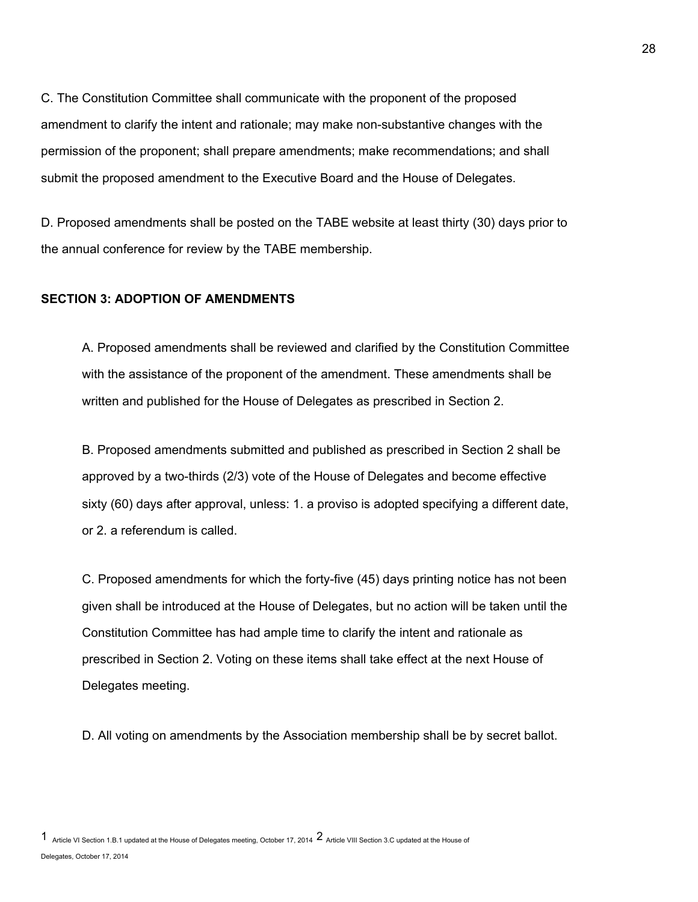C. The Constitution Committee shall communicate with the proponent of the proposed amendment to clarify the intent and rationale; may make non-substantive changes with the permission of the proponent; shall prepare amendments; make recommendations; and shall submit the proposed amendment to the Executive Board and the House of Delegates.

D. Proposed amendments shall be posted on the TABE website at least thirty (30) days prior to the annual conference for review by the TABE membership.

**SECTION 3: ADOPTION OF AMENDMENTS**

A. Proposed amendments shall be reviewed and clarified by the Constitution Committee with the assistance of the proponent of the amendment. These amendments shall be written and published for the House of Delegates as prescribed in Section 2.

B. Proposed amendments submitted and published as prescribed in Section 2 shall be approved by a two-thirds (2/3) vote of the House of Delegates and become effective sixty (60) days after approval, unless: 1. a proviso is adopted specifying a different date, or 2. a referendum is called.

C. Proposed amendments for which the forty-five (45) days printing notice has not been given shall be introduced at the House of Delegates, but no action will be taken until the Constitution Committee has had ample time to clarify the intent and rationale as prescribed in Section 2. Voting on these items shall take effect at the next House of Delegates meeting.

D. All voting on amendments by the Association membership shall be by secret ballot.

[1] Article VI Section 1.B.1 updated at the House of Delegates meeting, October 17, 2014 [2] Article VIII Section 3.C updated at the House of Delegates, October 17, 2014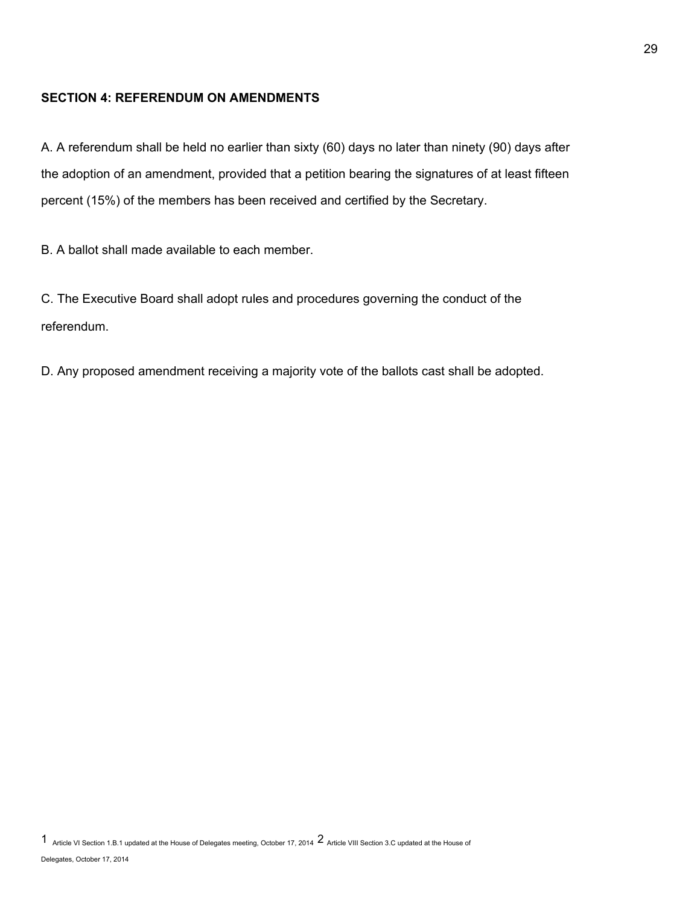### SECTION 4: REFERENDUM ON AMENDMENTS

A. A referendum shall be held no earlier than sixty (60) days no later than ninety (90) days after the adoption of an amendment, provided that a petition bearing the signatures of at least fifteen percent (15%) of the members has been received and certified by the Secretary.

B. A ballot shall made available to each member.

C. The Executive Board shall adopt rules and procedures governing the conduct of the referendum.

D. Any proposed amendment receiving a majority vote of the ballots cast shall be adopted.

1 Article VI Section 1.B.1 updated at the House of Delegates meeting, October 17, 2014 2 Article VIII Section 3.C updated at the House of Delegates, October 17, 2014